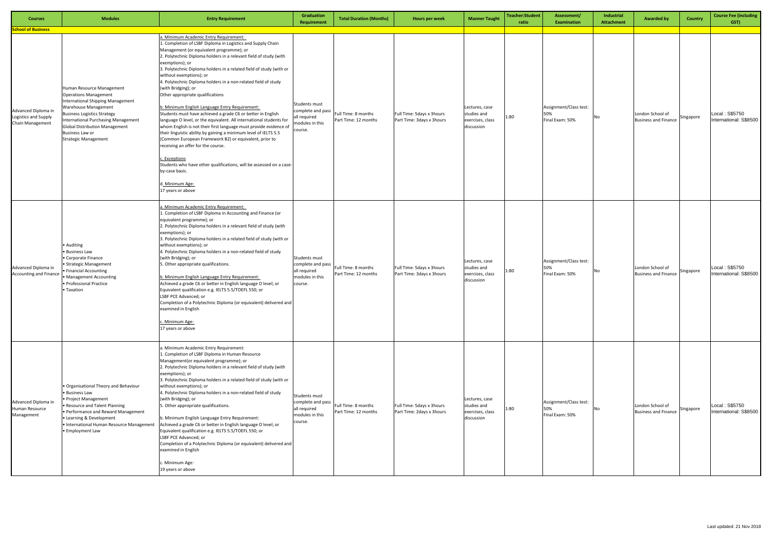| Courses | Modules | Entry Requirement | Graduation Requirement | Total Duration (Months) | Hours per week | Manner Taught | Teacher:Student ratio | Assessment/ Examination | Industrial Attachment | Awarded by | Country | Course Fee (including GST) |
|---|---|---|---|---|---|---|---|---|---|---|---|---|
| **School of Business** | | | | | | | | | | | | |
| Advanced Diploma in Logistics and Supply Chain Management | Human Resource Management<br>Operations Management<br>International Shipping Management<br>Warehouse Management<br>Business Logistics Strategy<br>International Purchasing Management<br>Global Distribution Management<br>Business Law or<br>Strategic Management | a. Minimum Academic Entry Requirement:<br>1. Completion of LSBF Diploma in Logistics and Supply Chain Management (or equivalent programme); or<br>2. Polytechnic Diploma holders in a relevant field of study (with exemptions); or<br>3. Polytechnic Diploma holders in a related field of study (with or without exemptions); or<br>4. Polytechnic Diploma holders in a non-related field of study (with Bridging); or<br>Other appropriate qualifications<br><br>b. Minimum English Language Entry Requirement:<br>Students must have achieved a grade C6 or better in English language O level, or the equivalent. All international students for whom English is not their first language must provide evidence of their linguistic ability by gaining a minimum level of IELTS 5.5 (Common European Framework B2) or equivalent, prior to receiving an offer for the course.<br><br>c. Exceptions<br>Students who have other qualifications, will be assessed on a case-by-case basis.<br><br>d. Minimum Age:<br>17 years or above | Students must complete and pass all required modules in this course. | Full Time: 8 months<br>Part Time: 12 months | Full Time: 5days x 3hours<br>Part Time: 3days x 3hours | Lectures, case studies and exercises, class discussion | 1:80 | Assignment/Class test: 50%<br>Final Exam: 50% | No | London School of Business and Finance | Singapore | Local : S$5750<br>International: S$8500 |
| Advanced Diploma in Accounting and Finance | • Auditing<br>• Business Law<br>• Corporate Finance<br>• Strategic Management<br>• Financial Accounting<br>• Management Accounting<br>• Professional Practice<br>• Taxation | a. Minimum Academic Entry Requirement:<br>1. Completion of LSBF Diploma in Accounting and Finance (or equivalent programme); or<br>2. Polytechnic Diploma holders in a relevant field of study (with exemptions); or<br>3. Polytechnic Diploma holders in a related field of study (with or without exemptions); or<br>4. Polytechnic Diploma holders in a non-related field of study (with Bridging); or<br>5. Other appropriate qualifications.<br><br>b. Minimum English Language Entry Requirement:<br>Achieved a grade C6 or better in English language O level; or Equivalent qualification e.g. IELTS 5.5/TOEFL 550; or<br>LSBF PCE Advanced; or<br>Completion of a Polytechnic Diploma (or equivalent) delivered and examined in English<br><br>c. Minimum Age:<br>17 years or above | Students must complete and pass all required modules in this course. | Full Time: 8 months<br>Part Time: 12 months | Full Time: 5days x 3hours<br>Part Time: 3days x 3hours | Lectures, case studies and exercises, class discussion | 1:80 | Assignment/Class test: 50%<br>Final Exam: 50% | No | London School of Business and Finance | Singapore | Local : S$5750<br>International: S$8500 |
| Advanced Diploma in Human Resource Management | • Organisational Theory and Behaviour<br>• Business Law<br>• Project Management<br>• Resource and Talent Planning<br>• Performance and Reward Management<br>• Learning & Development<br>• International Human Resource Management<br>• Employment Law | a. Minimum Academic Entry Requirement:<br>1. Completion of LSBF Diploma in Human Resource Management(or equivalent programme); or<br>2. Polytechnic Diploma holders in a relevant field of study (with exemptions); or<br>3. Polytechnic Diploma holders in a related field of study (with or without exemptions); or<br>4. Polytechnic Diploma holders in a non-related field of study (with Bridging); or<br>5. Other appropriate qualifications.<br><br>b. Minimum English Language Entry Requirement:<br>Achieved a grade C6 or better in English language O level; or Equivalent qualification e.g. IELTS 5.5/TOEFL 550; or<br>LSBF PCE Advanced; or<br>Completion of a Polytechnic Diploma (or equivalent) delivered and examined in English<br><br>c. Minimum Age:<br>19 years or above | Students must complete and pass all required modules in this course. | Full Time: 8 months<br>Part Time: 12 months | Full Time: 5days x 3hours<br>Part Time: 2days x 3hours | Lectures, case studies and exercises, class discussion | 1:80 | Assignment/Class test: 50%<br>Final Exam: 50% | No | London School of Business and Finance | Singapore | Local : S$5750<br>International: S$8500 |

Last updated: 21 Nov 2018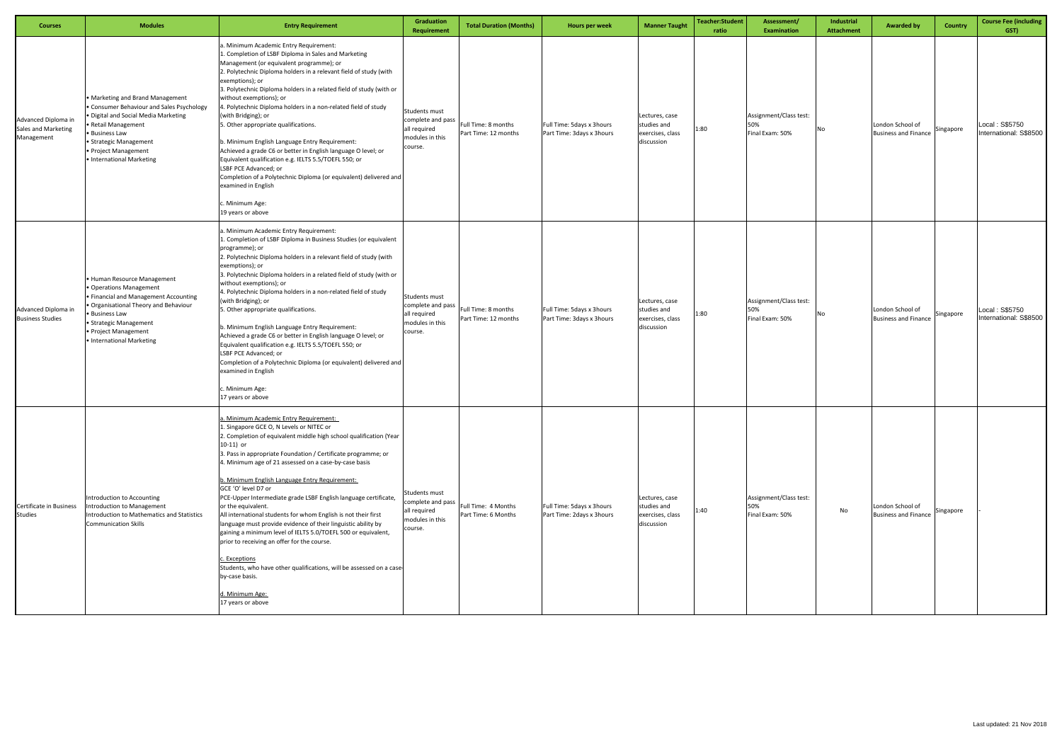| Courses | Modules | Entry Requirement | Graduation Requirement | Total Duration (Months) | Hours per week | Manner Taught | Teacher:Student ratio | Assessment/ Examination | Industrial Attachment | Awarded by | Country | Course Fee (including GST) |
|---|---|---|---|---|---|---|---|---|---|---|---|---|
| Advanced Diploma in Sales and Marketing Management | • Marketing and Brand Management<br>• Consumer Behaviour and Sales Psychology<br>• Digital and Social Media Marketing<br>• Retail Management<br>• Business Law<br>• Strategic Management<br>• Project Management<br>• International Marketing | a. Minimum Academic Entry Requirement:<br>1. Completion of LSBF Diploma in Sales and Marketing Management (or equivalent programme); or<br>2. Polytechnic Diploma holders in a relevant field of study (with exemptions); or<br>3. Polytechnic Diploma holders in a related field of study (with or without exemptions); or<br>4. Polytechnic Diploma holders in a non-related field of study (with Bridging); or<br>5. Other appropriate qualifications.<br><br>b. Minimum English Language Entry Requirement:<br>Achieved a grade C6 or better in English language O level; or Equivalent qualification e.g. IELTS 5.5/TOEFL 550; or<br>LSBF PCE Advanced; or<br>Completion of a Polytechnic Diploma (or equivalent) delivered and examined in English<br><br>c. Minimum Age:<br>19 years or above | Students must complete and pass all required modules in this course. | Full Time: 8 months<br>Part Time: 12 months | Full Time: 5days x 3hours<br>Part Time: 3days x 3hours | Lectures, case studies and exercises, class discussion | 1:80 | Assignment/Class test: 50%<br>Final Exam: 50% | No | London School of Business and Finance | Singapore | Local : S$5750<br>International: S$8500 |
| Advanced Diploma in Business Studies | • Human Resource Management<br>• Operations Management<br>• Financial and Management Accounting<br>• Organisational Theory and Behaviour<br>• Business Law<br>• Strategic Management<br>• Project Management<br>• International Marketing | a. Minimum Academic Entry Requirement:<br>1. Completion of LSBF Diploma in Business Studies (or equivalent programme); or<br>2. Polytechnic Diploma holders in a relevant field of study (with exemptions); or<br>3. Polytechnic Diploma holders in a related field of study (with or without exemptions); or<br>4. Polytechnic Diploma holders in a non-related field of study (with Bridging); or<br>5. Other appropriate qualifications.<br><br>b. Minimum English Language Entry Requirement:<br>Achieved a grade C6 or better in English language O level; or Equivalent qualification e.g. IELTS 5.5/TOEFL 550; or<br>LSBF PCE Advanced; or<br>Completion of a Polytechnic Diploma (or equivalent) delivered and examined in English<br><br>c. Minimum Age:<br>17 years or above | Students must complete and pass all required modules in this course. | Full Time: 8 months<br>Part Time: 12 months | Full Time: 5days x 3hours<br>Part Time: 3days x 3hours | Lectures, case studies and exercises, class discussion | 1:80 | Assignment/Class test: 50%<br>Final Exam: 50% | No | London School of Business and Finance | Singapore | Local : S$5750<br>International: S$8500 |
| Certificate in Business Studies | Introduction to Accounting<br>Introduction to Management<br>Introduction to Mathematics and Statistics<br>Communication Skills | a. Minimum Academic Entry Requirement:<br>1. Singapore GCE O, N Levels or NITEC or<br>2. Completion of equivalent middle high school qualification (Year 10-11) or<br>3. Pass in appropriate Foundation / Certificate programme; or<br>4. Minimum age of 21 assessed on a case-by-case basis<br><br>b. Minimum English Language Entry Requirement:<br>GCE 'O' level D7 or<br>PCE-Upper Intermediate grade LSBF English language certificate, or the equivalent.<br>All international students for whom English is not their first language must provide evidence of their linguistic ability by gaining a minimum level of IELTS 5.0/TOEFL 500 or equivalent, prior to receiving an offer for the course.<br><br>c. Exceptions<br>Students, who have other qualifications, will be assessed on a case-by-case basis.<br><br>d. Minimum Age:<br>17 years or above | Students must complete and pass all required modules in this course. | Full Time: 4 Months<br>Part Time: 6 Months | Full Time: 5days x 3hours<br>Part Time: 2days x 3hours | Lectures, case studies and exercises, class discussion | 1:40 | Assignment/Class test: 50%<br>Final Exam: 50% | No | London School of Business and Finance | Singapore | - |

Last updated: 21 Nov 2018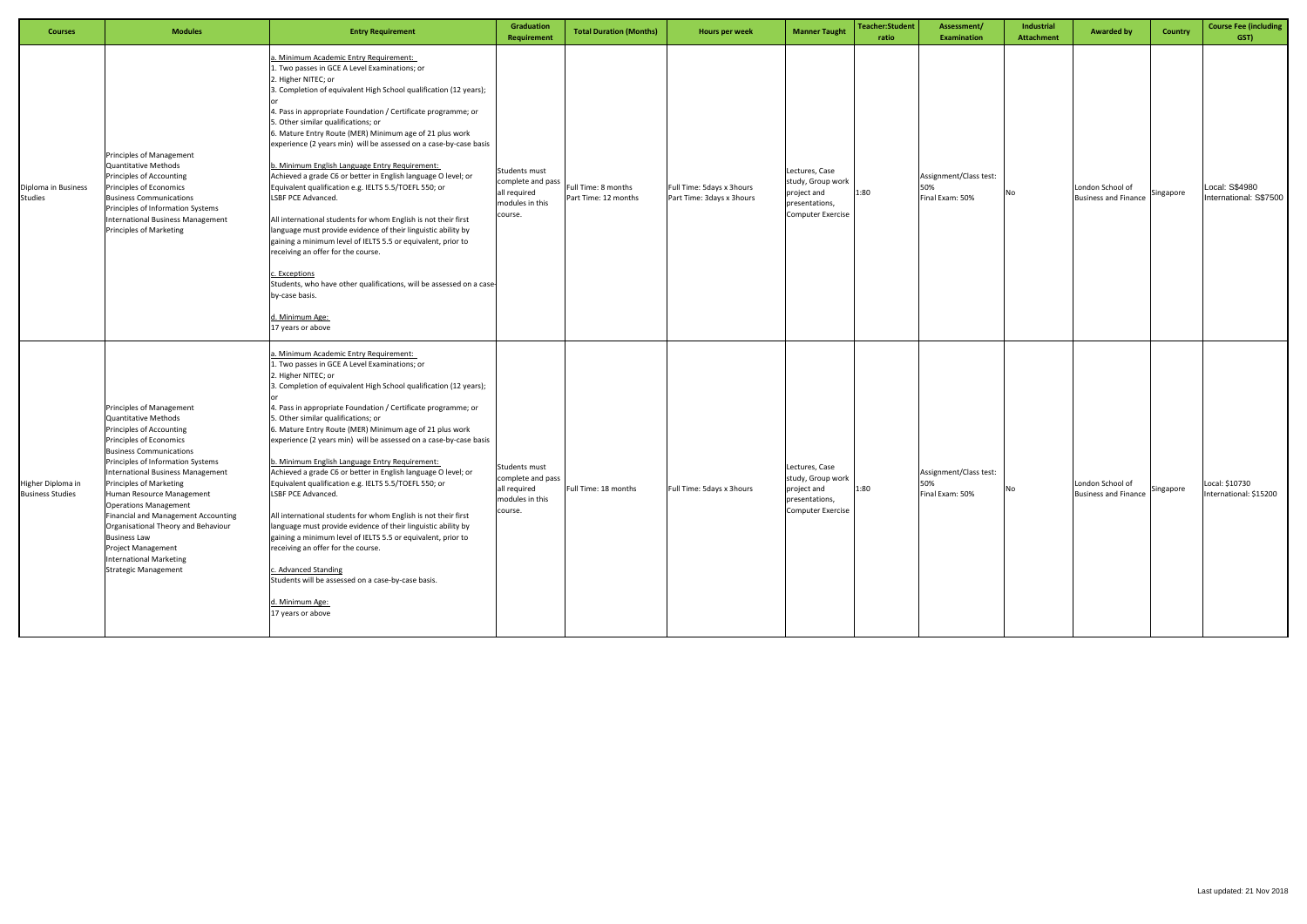| Courses | Modules | Entry Requirement | Graduation Requirement | Total Duration (Months) | Hours per week | Manner Taught | Teacher:Student ratio | Assessment/ Examination | Industrial Attachment | Awarded by | Country | Course Fee (including GST) |
|---|---|---|---|---|---|---|---|---|---|---|---|---|
| Diploma in Business Studies | Principles of Management<br>Quantitative Methods<br>Principles of Accounting<br>Principles of Economics<br>Business Communications<br>Principles of Information Systems<br>International Business Management<br>Principles of Marketing | a. Minimum Academic Entry Requirement:<br>1. Two passes in GCE A Level Examinations; or<br>2. Higher NITEC; or<br>3. Completion of equivalent High School qualification (12 years); or<br>4. Pass in appropriate Foundation / Certificate programme; or<br>5. Other similar qualifications; or<br>6. Mature Entry Route (MER) Minimum age of 21 plus work experience (2 years min) will be assessed on a case-by-case basis<br><br>b. Minimum English Language Entry Requirement:<br>Achieved a grade C6 or better in English language O level; or Equivalent qualification e.g. IELTS 5.5/TOEFL 550; or LSBF PCE Advanced.<br><br>All international students for whom English is not their first language must provide evidence of their linguistic ability by gaining a minimum level of IELTS 5.5 or equivalent, prior to receiving an offer for the course.<br><br>c. Exceptions<br>Students, who have other qualifications, will be assessed on a case-by-case basis.<br><br>d. Minimum Age:<br>17 years or above | Students must complete and pass all required modules in this course. | Full Time: 8 months<br>Part Time: 12 months | Full Time: 5days x 3hours<br>Part Time: 3days x 3hours | Lectures, Case study, Group work project and presentations, Computer Exercise | 1:80 | Assignment/Class test: 50%<br>Final Exam: 50% | No | London School of Business and Finance | Singapore | Local: S$4980<br>International: S$7500 |
| Higher Diploma in Business Studies | Principles of Management<br>Quantitative Methods<br>Principles of Accounting<br>Principles of Economics<br>Business Communications<br>Principles of Information Systems<br>International Business Management<br>Principles of Marketing<br>Human Resource Management<br>Operations Management<br>Financial and Management Accounting<br>Organisational Theory and Behaviour<br>Business Law<br>Project Management<br>International Marketing<br>Strategic Management | a. Minimum Academic Entry Requirement:<br>1. Two passes in GCE A Level Examinations; or<br>2. Higher NITEC; or<br>3. Completion of equivalent High School qualification (12 years); or<br>4. Pass in appropriate Foundation / Certificate programme; or<br>5. Other similar qualifications; or<br>6. Mature Entry Route (MER) Minimum age of 21 plus work experience (2 years min) will be assessed on a case-by-case basis<br><br>b. Minimum English Language Entry Requirement:<br>Achieved a grade C6 or better in English language O level; or Equivalent qualification e.g. IELTS 5.5/TOEFL 550; or LSBF PCE Advanced.<br><br>All international students for whom English is not their first language must provide evidence of their linguistic ability by gaining a minimum level of IELTS 5.5 or equivalent, prior to receiving an offer for the course.<br><br>c. Advanced Standing<br>Students will be assessed on a case-by-case basis.<br><br>d. Minimum Age:<br>17 years or above | Students must complete and pass all required modules in this course. | Full Time: 18 months | Full Time: 5days x 3hours | Lectures, Case study, Group work project and presentations, Computer Exercise | 1:80 | Assignment/Class test: 50%<br>Final Exam: 50% | No | London School of Business and Finance | Singapore | Local: $10730<br>International: $15200 |

Last updated: 21 Nov 2018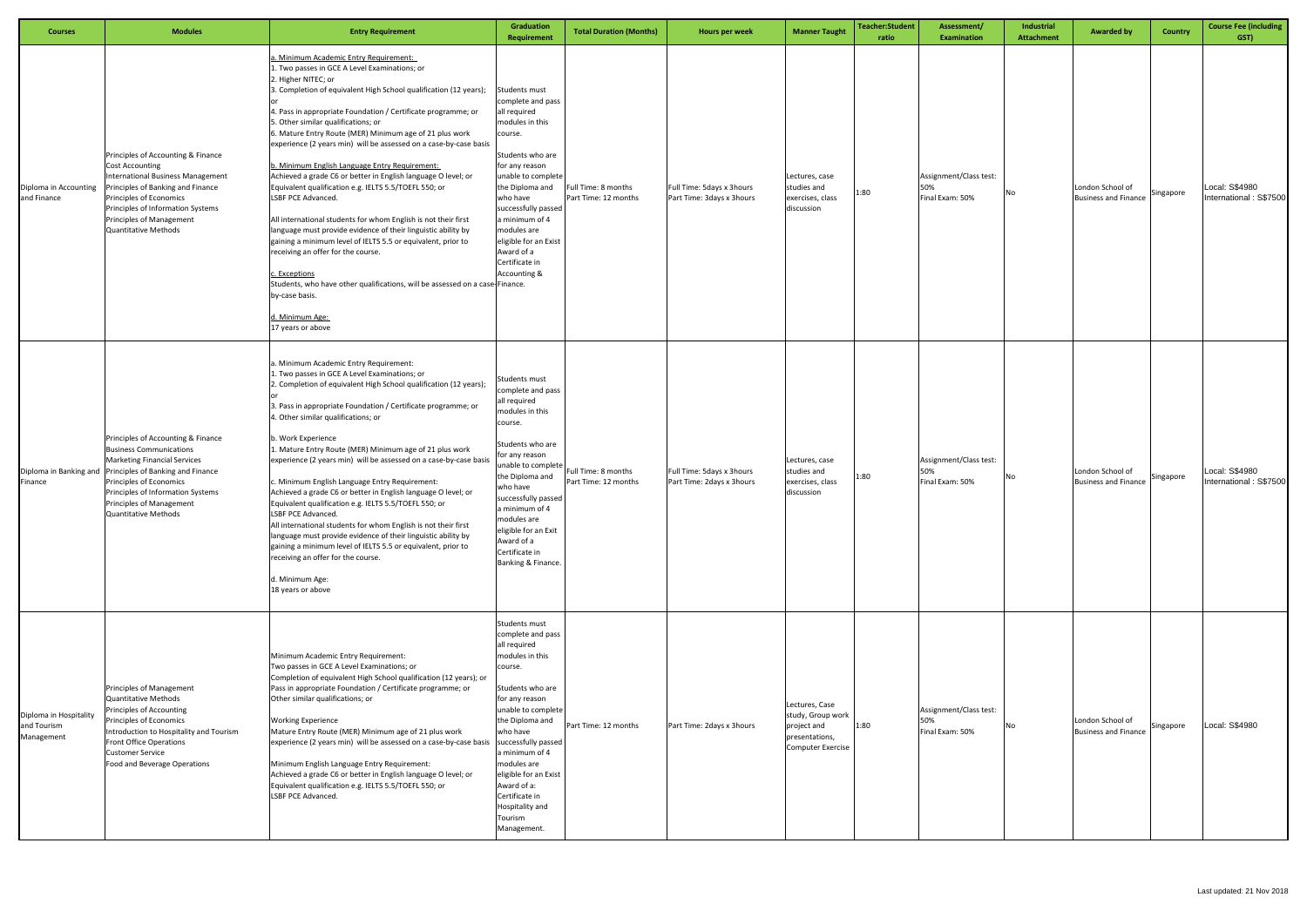| Courses | Modules | Entry Requirement | Graduation Requirement | Total Duration (Months) | Hours per week | Manner Taught | Teacher:Student ratio | Assessment/ Examination | Industrial Attachment | Awarded by | Country | Course Fee (including GST) |
|---|---|---|---|---|---|---|---|---|---|---|---|---|
| Diploma in Accounting and Finance | Principles of Accounting & Finance<br>Cost Accounting<br>International Business Management<br>Principles of Banking and Finance<br>Principles of Economics<br>Principles of Information Systems<br>Principles of Management<br>Quantitative Methods | a. Minimum Academic Entry Requirement:<br>1. Two passes in GCE A Level Examinations; or<br>2. Higher NITEC; or<br>3. Completion of equivalent High School qualification (12 years); or<br>4. Pass in appropriate Foundation / Certificate programme; or<br>5. Other similar qualifications; or<br>6. Mature Entry Route (MER) Minimum age of 21 plus work experience (2 years min) will be assessed on a case-by-case basis<br><br>b. Minimum English Language Entry Requirement:<br>Achieved a grade C6 or better in English language O level; or Equivalent qualification e.g. IELTS 5.5/TOEFL 550; or LSBF PCE Advanced.<br><br>All international students for whom English is not their first language must provide evidence of their linguistic ability by gaining a minimum level of IELTS 5.5 or equivalent, prior to receiving an offer for the course.<br><br>c. Exceptions<br>Students, who have other qualifications, will be assessed on a case-by-case basis.<br><br>d. Minimum Age:<br>17 years or above | Students must complete and pass all required modules in this course.<br><br>Students who are for any reason unable to complete the Diploma and who have successfully passed a minimum of 4 modules are eligible for an Exist Award of a Certificate in Accounting & Finance. | Full Time: 8 months<br>Part Time: 12 months | Full Time: 5days x 3hours<br>Part Time: 3days x 3hours | Lectures, case studies and exercises, class discussion | 1:80 | Assignment/Class test: 50%<br>Final Exam: 50% | No | London School of Business and Finance | Singapore | Local: S$4980<br>International : S$7500 |
| Diploma in Banking and Finance | Principles of Accounting & Finance<br>Business Communications<br>Marketing Financial Services<br>Principles of Banking and Finance<br>Principles of Economics<br>Principles of Information Systems<br>Principles of Management<br>Quantitative Methods | a. Minimum Academic Entry Requirement:<br>1. Two passes in GCE A Level Examinations; or<br>2. Completion of equivalent High School qualification (12 years); or<br>3. Pass in appropriate Foundation / Certificate programme; or<br>4. Other similar qualifications; or<br><br>b. Work Experience<br>1. Mature Entry Route (MER) Minimum age of 21 plus work experience (2 years min) will be assessed on a case-by-case basis<br><br>c. Minimum English Language Entry Requirement:<br>Achieved a grade C6 or better in English language O level; or Equivalent qualification e.g. IELTS 5.5/TOEFL 550; or LSBF PCE Advanced.<br>All international students for whom English is not their first language must provide evidence of their linguistic ability by gaining a minimum level of IELTS 5.5 or equivalent, prior to receiving an offer for the course.<br><br>d. Minimum Age:<br>18 years or above | Students must complete and pass all required modules in this course.<br><br>Students who are for any reason unable to complete the Diploma and who have successfully passed a minimum of 4 modules are eligible for an Exit Award of a Certificate in Banking & Finance. | Full Time: 8 months<br>Part Time: 12 months | Full Time: 5days x 3hours<br>Part Time: 2days x 3hours | Lectures, case studies and exercises, class discussion | 1:80 | Assignment/Class test: 50%<br>Final Exam: 50% | No | London School of Business and Finance | Singapore | Local: S$4980<br>International : S$7500 |
| Diploma in Hospitality and Tourism Management | Principles of Management<br>Quantitative Methods<br>Principles of Accounting<br>Principles of Economics<br>Introduction to Hospitality and Tourism<br>Front Office Operations<br>Customer Service<br>Food and Beverage Operations | Minimum Academic Entry Requirement:<br>Two passes in GCE A Level Examinations; or<br>Completion of equivalent High School qualification (12 years); or<br>Pass in appropriate Foundation / Certificate programme; or<br>Other similar qualifications; or<br><br>Working Experience<br>Mature Entry Route (MER) Minimum age of 21 plus work experience (2 years min) will be assessed on a case-by-case basis<br><br>Minimum English Language Entry Requirement:<br>Achieved a grade C6 or better in English language O level; or Equivalent qualification e.g. IELTS 5.5/TOEFL 550; or LSBF PCE Advanced. | Students must complete and pass all required modules in this course.<br><br>Students who are for any reason unable to complete the Diploma and who have successfully passed a minimum of 4 modules are eligible for an Exist Award of a: Certificate in Hospitality and Tourism Management. | Part Time: 12 months | Part Time: 2days x 3hours | Lectures, Case study, Group work project and presentations, Computer Exercise | 1:80 | Assignment/Class test: 50%<br>Final Exam: 50% | No | London School of Business and Finance | Singapore | Local: S$4980 |

Last updated: 21 Nov 2018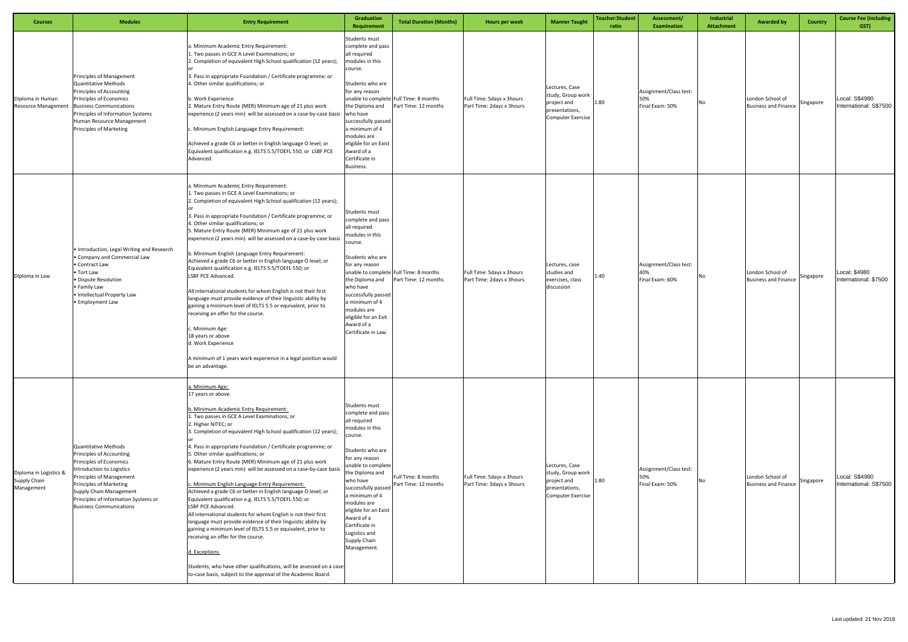| Courses | Modules | Entry Requirement | Graduation Requirement | Total Duration (Months) | Hours per week | Manner Taught | Teacher:Student ratio | Assessment/ Examination | Industrial Attachment | Awarded by | Country | Course Fee (including GST) |
|---|---|---|---|---|---|---|---|---|---|---|---|---|
| Diploma in Human Resource Management | Principles of Management<br>Quantitative Methods<br>Principles of Accounting<br>Principles of Economics<br>Business Communications<br>Principles of Information Systems<br>Human Resource Management<br>Principles of Marketing | a. Minimum Academic Entry Requirement:<br>1. Two passes in GCE A Level Examinations; or<br>2. Completion of equivalent High School qualification (12 years); or<br>3. Pass in appropriate Foundation / Certificate programme; or<br>4. Other similar qualifications; or<br><br>b. Work Experience<br>2. Mature Entry Route (MER) Minimum age of 21 plus work experience (2 years min) will be assessed on a case-by-case basis<br><br>c. Minimum English Language Entry Requirement:<br><br>Achieved a grade C6 or better in English language O level; or Equivalent qualification e.g. IELTS 5.5/TOEFL 550; or LSBF PCE Advanced. | Students must complete and pass all required modules in this course.<br><br>Students who are for any reason unable to complete the Diploma and who have successfully passed a minimum of 4 modules are eligible for an Exist Award of a Certificate in Business. | Full Time: 8 months<br>Part Time: 12 months | Full Time: 5days x 3hours<br>Part Time: 2days x 3hours | Lectures, Case study, Group work project and presentations, Computer Exercise | 1:80 | Assignment/Class test: 50%<br>Final Exam: 50% | No | London School of Business and Finance | Singapore | Local: S$4980<br>International: S$7500 |
| Diploma in Law | • Introduction, Legal Writing and Research<br>• Company and Commercial Law<br>• Contract Law<br>• Tort Law<br>• Dispute Resolution<br>• Family Law<br>• Intellectual Property Law<br>• Employment Law | a. Minimum Academic Entry Requirement:<br>1. Two passes in GCE A Level Examinations; or<br>2. Completion of equivalent High School qualification (12 years); or<br>3. Pass in appropriate Foundation / Certificate programme; or<br>4. Other similar qualifications; or<br>5. Mature Entry Route (MER) Minimum age of 21 plus work experience (2 years min) will be assessed on a case-by-case basis<br><br>b. Minimum English Language Entry Requirement:<br>Achieved a grade C6 or better in English language O level; or Equivalent qualification e.g. IELTS 5.5/TOEFL 550; or LSBF PCE Advanced.<br><br>All international students for whom English is not their first language must provide evidence of their linguistic ability by gaining a minimum level of IELTS 5.5 or equivalent, prior to receiving an offer for the course.<br><br>c. Minimum Age:<br>18 years or above<br>d. Work Experience<br><br>A minimum of 1 years work experience in a legal position would be an advantage. | Students must complete and pass all required modules in this course.<br><br>Students who are for any reason unable to complete the Diploma and who have successfully passed a minimum of 4 modules are eligible for an Exit Award of a Certificate in Law. | Full Time: 8 months<br>Part Time: 12 months | Full Time: 5days x 3hours<br>Part Time: 2days x 3hours | Lectures, case studies and exercises, class discussion | 1:40 | Assignment/Class test: 40%<br>Final Exam: 60% | No | London School of Business and Finance | Singapore | Local: $4980<br>International: $7500 |
| Diploma in Logistics & Supply Chain Management | Quantitative Methods<br>Principles of Accounting<br>Principles of Economics<br>Introduction to Logistics<br>Principles of Management<br>Principles of Marketing<br>Supply Chain Management<br>Principles of Information Systems or Business Communications | a. Minimum Age:<br>17 years or above<br><br>b. Minimum Academic Entry Requirement:<br>1. Two passes in GCE A Level Examinations; or<br>2. Higher NITEC; or<br>3. Completion of equivalent High School qualification (12 years); or<br>4. Pass in appropriate Foundation / Certificate programme; or<br>5. Other similar qualifications; or<br>6. Mature Entry Route (MER) Minimum age of 21 plus work experience (2 years min) will be assessed on a case-by-case basis<br><br>c. Minimum English Language Entry Requirement:<br>Achieved a grade C6 or better in English language O level; or Equivalent qualification e.g. IELTS 5.5/TOEFL 550; or LSBF PCE Advanced.<br>All international students for whom English is not their first language must provide evidence of their linguistic ability by gaining a minimum level of IELTS 5.5 or equivalent, prior to receiving an offer for the course.<br><br>d. Exceptions<br><br>Students, who have other qualifications, will be assessed on a case-to-case basis, subject to the approval of the Academic Board. | Students must complete and pass all required modules in this course.<br><br>Students who are for any reason unable to complete the Diploma and who have successfully passed a minimum of 4 modules are eligible for an Exit Award of a Certificate in Logistics and Supply Chain Management. | Full Time: 8 months<br>Part Time: 12 months | Full Time: 5days x 3hours<br>Part Time: 3days x 3hours | Lectures, Case study, Group work project and presentations, Computer Exercise | 1:80 | Assignment/Class test: 50%<br>Final Exam: 50% | No | London School of Business and Finance | Singapore | Local: S$4980<br>International: S$7500 |

Last updated: 21 Nov 2018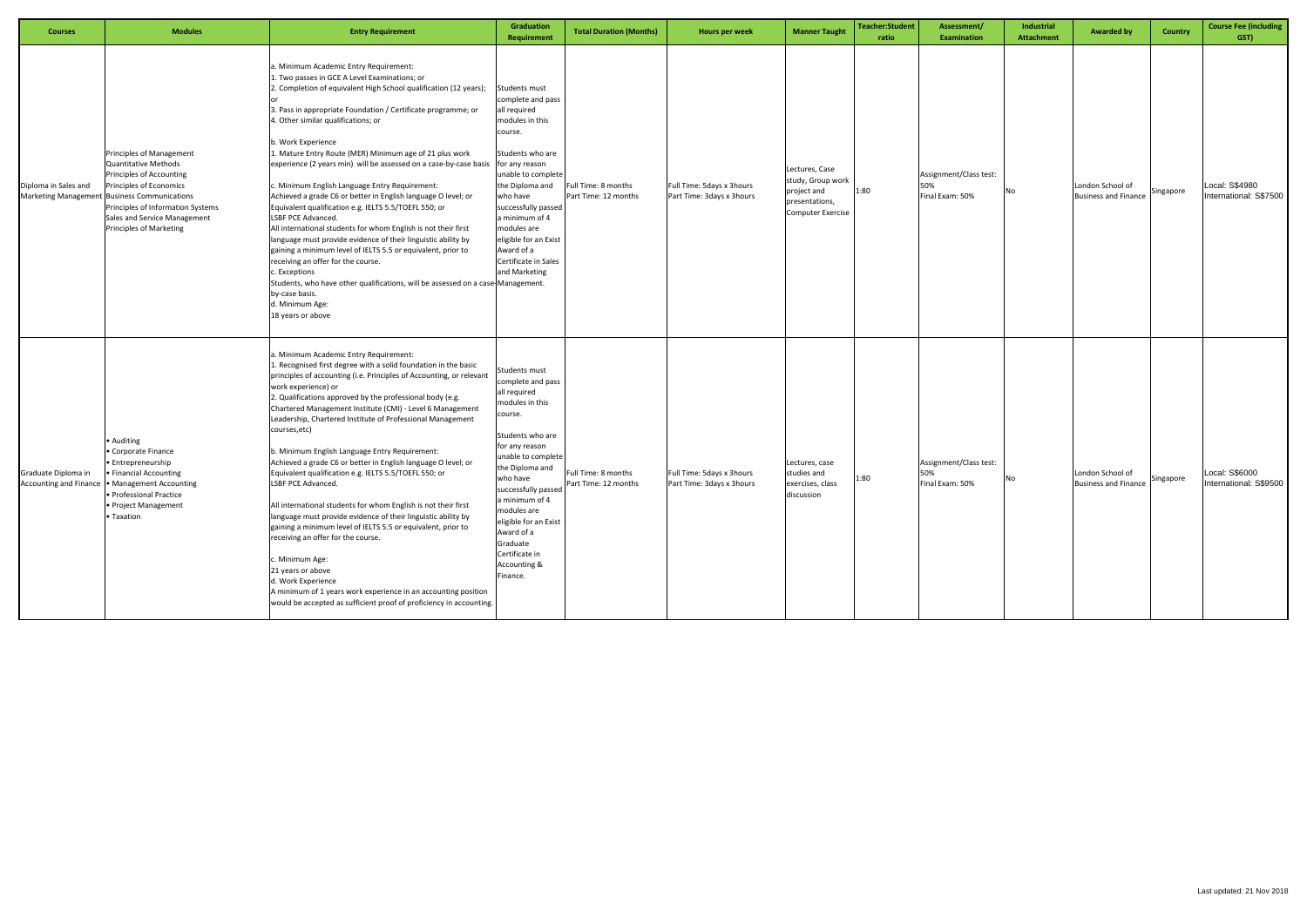| Courses | Modules | Entry Requirement | Graduation Requirement | Total Duration (Months) | Hours per week | Manner Taught | Teacher:Student ratio | Assessment/ Examination | Industrial Attachment | Awarded by | Country | Course Fee (including GST) |
|---|---|---|---|---|---|---|---|---|---|---|---|---|
| Diploma in Sales and Marketing Management | Principles of Management<br>Quantitative Methods<br>Principles of Accounting<br>Principles of Economics<br>Business Communications<br>Principles of Information Systems<br>Sales and Service Management<br>Principles of Marketing | a. Minimum Academic Entry Requirement:<br>1. Two passes in GCE A Level Examinations; or<br>2. Completion of equivalent High School qualification (12 years); or<br>3. Pass in appropriate Foundation / Certificate programme; or<br>4. Other similar qualifications; or<br><br>b. Work Experience<br>1. Mature Entry Route (MER) Minimum age of 21 plus work experience (2 years min) will be assessed on a case-by-case basis<br><br>c. Minimum English Language Entry Requirement:<br>Achieved a grade C6 or better in English language O level; or Equivalent qualification e.g. IELTS 5.5/TOEFL 550; or LSBF PCE Advanced.<br>All international students for whom English is not their first language must provide evidence of their linguistic ability by gaining a minimum level of IELTS 5.5 or equivalent, prior to receiving an offer for the course.<br>c. Exceptions<br>Students, who have other qualifications, will be assessed on a case-by-case basis.<br>d. Minimum Age:<br>18 years or above | Students must complete and pass all required modules in this course.<br><br>Students who are for any reason unable to complete the Diploma and who have successfully passed a minimum of 4 modules are eligible for an Exist Award of a Certificate in Sales and Marketing Management. | Full Time: 8 months<br>Part Time: 12 months | Full Time: 5days x 3hours<br>Part Time: 3days x 3hours | Lectures, Case study, Group work project and presentations, Computer Exercise | 1:80 | Assignment/Class test: 50%<br>Final Exam: 50% | No | London School of Business and Finance | Singapore | Local: S$4980<br>International: S$7500 |
| Graduate Diploma in Accounting and Finance | • Auditing<br>• Corporate Finance<br>• Entrepreneurship<br>• Financial Accounting<br>• Management Accounting<br>• Professional Practice<br>• Project Management<br>• Taxation | a. Minimum Academic Entry Requirement:<br>1. Recognised first degree with a solid foundation in the basic principles of accounting (i.e. Principles of Accounting, or relevant work experience) or<br>2. Qualifications approved by the professional body (e.g. Chartered Management Institute (CMI) - Level 6 Management Leadership, Chartered Institute of Professional Management courses,etc)<br><br>b. Minimum English Language Entry Requirement:<br>Achieved a grade C6 or better in English language O level; or Equivalent qualification e.g. IELTS 5.5/TOEFL 550; or LSBF PCE Advanced.<br><br>All international students for whom English is not their first language must provide evidence of their linguistic ability by gaining a minimum level of IELTS 5.5 or equivalent, prior to receiving an offer for the course.<br><br>c. Minimum Age:<br>21 years or above<br>d. Work Experience<br>A minimum of 1 years work experience in an accounting position would be accepted as sufficient proof of proficiency in accounting. | Students must complete and pass all required modules in this course.<br><br>Students who are for any reason unable to complete the Diploma and who have successfully passed a minimum of 4 modules are eligible for an Exist Award of a Graduate Certificate in Accounting & Finance. | Full Time: 8 months<br>Part Time: 12 months | Full Time: 5days x 3hours<br>Part Time: 3days x 3hours | Lectures, case studies and exercises, class discussion | 1:80 | Assignment/Class test: 50%<br>Final Exam: 50% | No | London School of Business and Finance | Singapore | Local: S$6000<br>International: S$9500 |

Last updated: 21 Nov 2018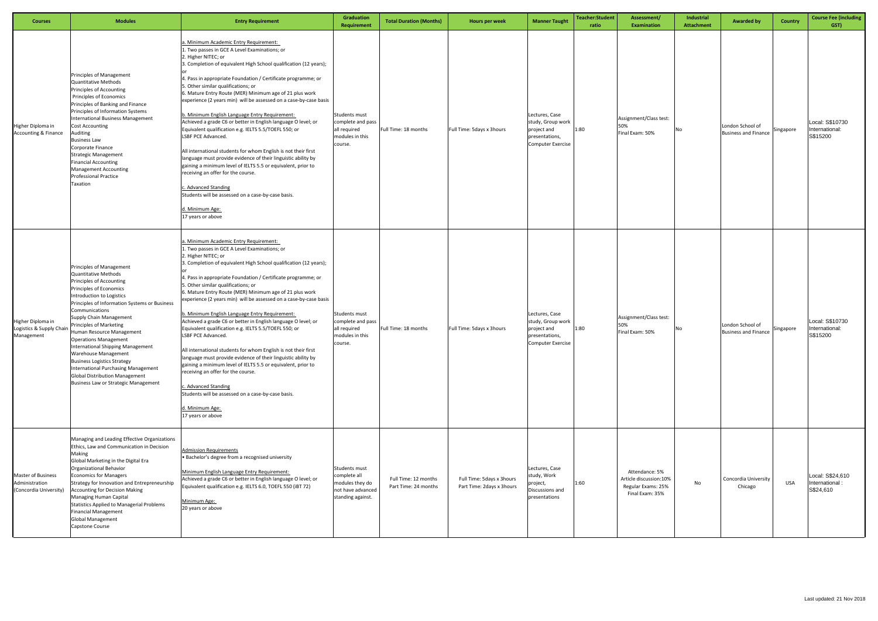| Courses | Modules | Entry Requirement | Graduation Requirement | Total Duration (Months) | Hours per week | Manner Taught | Teacher:Student ratio | Assessment/ Examination | Industrial Attachment | Awarded by | Country | Course Fee (including GST) |
|---|---|---|---|---|---|---|---|---|---|---|---|---|
| Higher Diploma in Accounting & Finance | Principles of Management<br>Quantitative Methods<br>Principles of Accounting<br>Principles of Economics<br>Principles of Banking and Finance<br>Principles of Information Systems<br>International Business Management<br>Cost Accounting<br>Auditing<br>Business Law<br>Corporate Finance<br>Strategic Management<br>Financial Accounting<br>Management Accounting<br>Professional Practice<br>Taxation | a. Minimum Academic Entry Requirement:<br>1. Two passes in GCE A Level Examinations; or<br>2. Higher NITEC; or<br>3. Completion of equivalent High School qualification (12 years); or<br>4. Pass in appropriate Foundation / Certificate programme; or<br>5. Other similar qualifications; or<br>6. Mature Entry Route (MER) Minimum age of 21 plus work experience (2 years min) will be assessed on a case-by-case basis<br><br>b. Minimum English Language Entry Requirement:<br>Achieved a grade C6 or better in English language O level; or Equivalent qualification e.g. IELTS 5.5/TOEFL 550; or LSBF PCE Advanced.<br><br>All international students for whom English is not their first language must provide evidence of their linguistic ability by gaining a minimum level of IELTS 5.5 or equivalent, prior to receiving an offer for the course.<br><br>c. Advanced Standing<br>Students will be assessed on a case-by-case basis.<br><br>d. Minimum Age:<br>17 years or above | Students must complete and pass all required modules in this course. | Full Time: 18 months | Full Time: 5days x 3hours | Lectures, Case study, Group work project and presentations, Computer Exercise | 1:80 | Assignment/Class test: 50%<br>Final Exam: 50% | No | London School of Business and Finance | Singapore | Local: S$10730<br>International: S$15200 |
| Higher Diploma in Logistics & Supply Chain Management | Principles of Management<br>Quantitative Methods<br>Principles of Accounting<br>Principles of Economics<br>Introduction to Logistics<br>Principles of Information Systems or Business Communications<br>Supply Chain Management<br>Principles of Marketing<br>Human Resource Management<br>Operations Management<br>International Shipping Management<br>Warehouse Management<br>Business Logistics Strategy<br>International Purchasing Management<br>Global Distribution Management<br>Business Law or Strategic Management | a. Minimum Academic Entry Requirement:<br>1. Two passes in GCE A Level Examinations; or<br>2. Higher NITEC; or<br>3. Completion of equivalent High School qualification (12 years); or<br>4. Pass in appropriate Foundation / Certificate programme; or<br>5. Other similar qualifications; or<br>6. Mature Entry Route (MER) Minimum age of 21 plus work experience (2 years min) will be assessed on a case-by-case basis<br><br>b. Minimum English Language Entry Requirement:<br>Achieved a grade C6 or better in English language O level; or Equivalent qualification e.g. IELTS 5.5/TOEFL 550; or LSBF PCE Advanced.<br><br>All international students for whom English is not their first language must provide evidence of their linguistic ability by gaining a minimum level of IELTS 5.5 or equivalent, prior to receiving an offer for the course.<br><br>c. Advanced Standing<br>Students will be assessed on a case-by-case basis.<br><br>d. Minimum Age:<br>17 years or above | Students must complete and pass all required modules in this course. | Full Time: 18 months | Full Time: 5days x 3hours | Lectures, Case study, Group work project and presentations, Computer Exercise | 1:80 | Assignment/Class test: 50%<br>Final Exam: 50% | No | London School of Business and Finance | Singapore | Local: S$10730<br>International: S$15200 |
| Master of Business Administration (Concordia University) | Managing and Leading Effective Organizations<br>Ethics, Law and Communication in Decision Making<br>Global Marketing in the Digital Era<br>Organizational Behavior<br>Economics for Managers<br>Strategy for Innovation and Entrepreneurship<br>Accounting for Decision Making<br>Managing Human Capital<br>Statistics Applied to Managerial Problems<br>Financial Management<br>Global Management<br>Capstone Course | Admission Requirements<br>• Bachelor's degree from a recognised university<br><br>Minimum English Language Entry Requirement:<br>Achieved a grade C6 or better in English language O level; or Equivalent qualification e.g. IELTS 6.0, TOEFL 550 (iBT 72)<br><br>Minimum Age:<br>20 years or above | Students must complete all modules they do not have advanced standing against. | Full Time: 12 months<br>Part Time: 24 months | Full Time: 5days x 3hours<br>Part Time: 2days x 3hours | Lectures, Case study, Work project, Discussions and presentations | 1:60 | Attendance: 5%<br>Article discussion:10%<br>Regular Exams: 25%<br>Final Exam: 35% | No | Concordia University Chicago | USA | Local: S$24,610<br>International : S$24,610 |

Last updated: 21 Nov 2018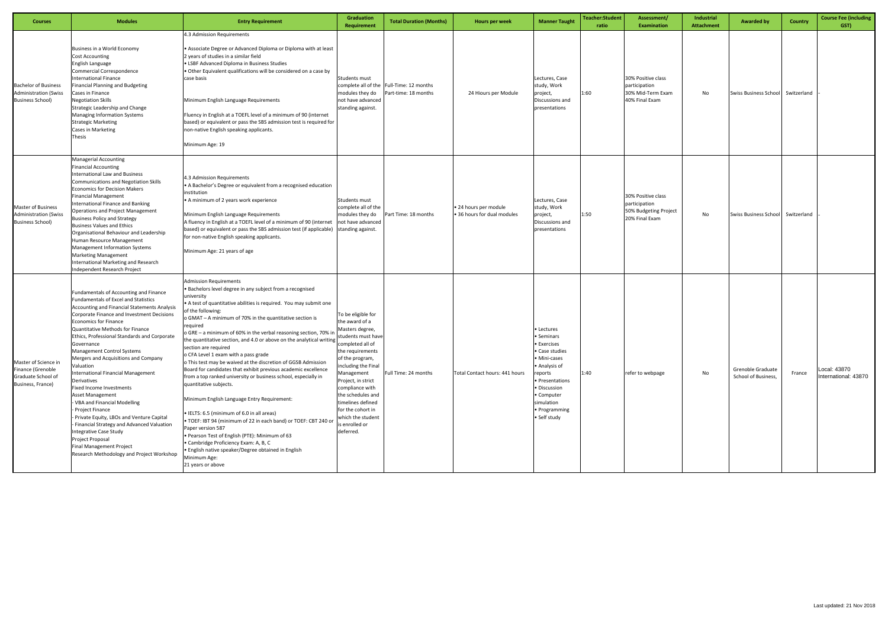| Courses | Modules | Entry Requirement | Graduation Requirement | Total Duration (Months) | Hours per week | Manner Taught | Teacher:Student ratio | Assessment/ Examination | Industrial Attachment | Awarded by | Country | Course Fee (including GST) |
|---|---|---|---|---|---|---|---|---|---|---|---|---|
| Bachelor of Business Administration (Swiss Business School) | Business in a World Economy<br>Cost Accounting<br>English Language<br>Commercial Correspondence<br>International Finance<br>Financial Planning and Budgeting<br>Cases in Finance<br>Negotiation Skills<br>Strategic Leadership and Change<br>Managing Information Systems<br>Strategic Marketing<br>Cases in Marketing<br>Thesis | 4.3 Admission Requirements<br><br>• Associate Degree or Advanced Diploma or Diploma with at least 2 years of studies in a similar field<br>• LSBF Advanced Diploma in Business Studies<br>• Other Equivalent qualifications will be considered on a case by case basis<br><br>Minimum English Language Requirements<br><br>Fluency in English at a TOEFL level of a minimum of 90 (internet based) or equivalent or pass the SBS admission test is required for non-native English speaking applicants.<br><br>Minimum Age: 19 | Students must complete all of the modules they do not have advanced standing against. | Full-Time: 12 months<br>Part-time: 18 months | 24 Hiours per Module | Lectures, Case study, Work project, Discussions and presentations | 1:60 | 30% Positive class participation<br>30% Mid-Term Exam<br>40% Final Exam | No | Swiss Business School | Switzerland | - |
| Master of Business Administration (Swiss Business School) | Managerial Accounting<br>Financial Accounting<br>International Law and Business<br>Communications and Negotiation Skills<br>Economics for Decision Makers<br>Financial Management<br>International Finance and Banking<br>Operations and Project Management<br>Business Policy and Strategy<br>Business Values and Ethics<br>Organisational Behaviour and Leadership<br>Human Resource Management<br>Management Information Systems<br>Marketing Management<br>International Marketing and Research<br>Independent Research Project | 4.3 Admission Requirements<br>• A Bachelor's Degree or equivalent from a recognised education institution<br>• A minimum of 2 years work experience<br><br>Minimum English Language Requirements<br>A fluency in English at a TOEFL level of a minimum of 90 (internet based) or equivalent or pass the SBS admission test (if applicable) for non-native English speaking applicants.<br><br>Minimum Age: 21 years of age | Students must complete all of the modules they do not have advanced standing against. | Part Time: 18 months | • 24 hours per module<br>• 36 hours for dual modules | Lectures, Case study, Work project, Discussions and presentations | 1:50 | 30% Positive class participation<br>50% Budgeting Project<br>20% Final Exam | No | Swiss Business School | Switzerland | - |
| Master of Science in Finance (Grenoble Graduate School of Business, France) | Fundamentals of Accounting and Finance<br>Fundamentals of Excel and Statistics<br>Accounting and Financial Statements Analysis<br>Corporate Finance and Investment Decisions<br>Economics for Finance<br>Quantitative Methods for Finance<br>Ethics, Professional Standards and Corporate Governance<br>Management Control Systems<br>Mergers and Acquisitions and Company Valuation<br>International Financial Management<br>Derivatives<br>Fixed Income Investments<br>Asset Management<br>- VBA and Financial Modelling<br>- Project Finance<br>- Private Equity, LBOs and Venture Capital<br>- Financial Strategy and Advanced Valuation<br>Integrative Case Study<br>Project Proposal<br>Final Management Project<br>Research Methodology and Project Workshop | Admission Requirements<br>• Bachelors level degree in any subject from a recognised university<br>• A test of quantitative abilities is required. You may submit one of the following:<br>o GMAT – A minimum of 70% in the quantitative section is required<br>o GRE – a minimum of 60% in the verbal reasoning section, 70% in the quantitative section, and 4.0 or above on the analytical writing section are required<br>o CFA Level 1 exam with a pass grade<br>o This test may be waived at the discretion of GGSB Admission Board for candidates that exhibit previous academic excellence from a top ranked university or business school, especially in quantitative subjects.<br><br>Minimum English Language Entry Requirement:<br><br>• IELTS: 6.5 (minimum of 6.0 in all areas)<br>• TOEF: IBT 94 (minimum of 22 in each band) or TOEF: CBT 240 or Paper version 587<br>• Pearson Test of English (PTE): Minimum of 63<br>• Cambridge Proficiency Exam: A, B, C<br>• English native speaker/Degree obtained in English<br>Minimum Age:<br>21 years or above | To be eligible for the award of a Masters degree, students must have completed all of the requirements of the program, including the Final Management Project, in strict compliance with the schedules and timelines defined for the cohort in which the student is enrolled or deferred. | Full Time: 24 months | Total Contact hours: 441 hours | • Lectures<br>• Seminars<br>• Exercises<br>• Case studies<br>• Mini-cases<br>• Analysis of reports<br>• Presentations<br>• Discussion<br>• Computer simulation<br>• Programming<br>• Self study | 1:40 | refer to webpage | No | Grenoble Graduate School of Business, | France | Local: 43870<br>International: 43870 |

Last updated: 21 Nov 2018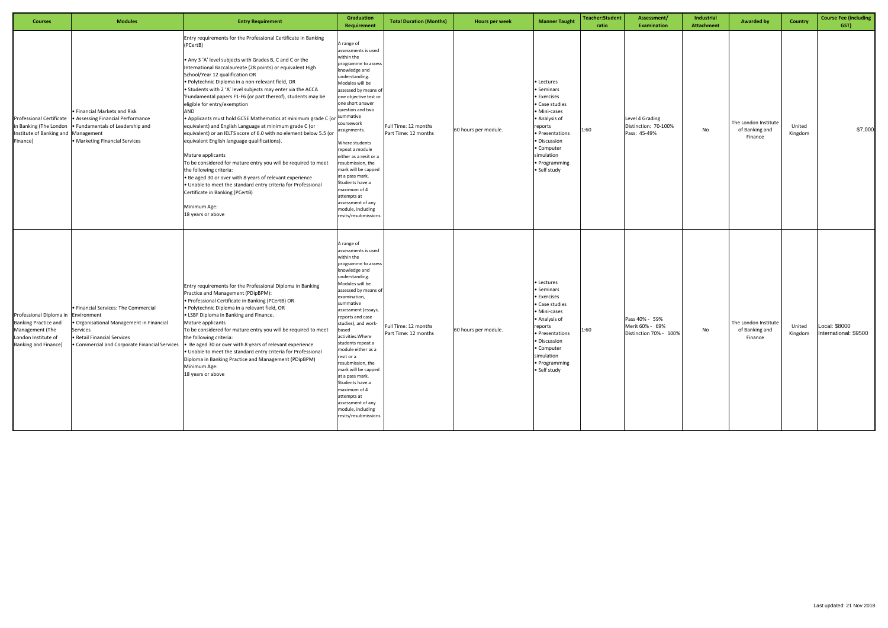| Courses | Modules | Entry Requirement | Graduation Requirement | Total Duration (Months) | Hours per week | Manner Taught | Teacher:Student ratio | Assessment/ Examination | Industrial Attachment | Awarded by | Country | Course Fee (including GST) |
|---|---|---|---|---|---|---|---|---|---|---|---|---|
| Professional Certificate in Banking (The London Institute of Banking and Finance) | • Financial Markets and Risk<br>• Assessing Financial Performance<br>• Fundamentals of Leadership and Management<br>• Marketing Financial Services | Entry requirements for the Professional Certificate in Banking (PCertB)<br><br>• Any 3 'A' level subjects with Grades B, C and C or the International Baccalaureate (28 points) or equivalent High School/Year 12 qualification OR<br>• Polytechnic Diploma in a non-relevant field, OR<br>• Students with 2 'A' level subjects may enter via the ACCA 'Fundamental papers F1-F6 (or part thereof), students may be eligible for entry/exemption<br>AND<br>• Applicants must hold GCSE Mathematics at minimum grade C (or equivalent) and English Language at minimum grade C (or equivalent) or an IELTS score of 6.0 with no element below 5.5 (or equivalent English language qualifications).<br><br>Mature applicants<br>To be considered for mature entry you will be required to meet the following criteria:<br>• Be aged 30 or over with 8 years of relevant experience<br>• Unable to meet the standard entry criteria for Professional Certificate in Banking (PCertB)<br><br>Minimum Age:<br>18 years or above | A range of assessments is used within the programme to assess knowledge and understanding. Modules will be assessed by means of one objective test or one short answer question and two summative coursework assignments.<br><br>Where students repeat a module either as a resit or a resubmission, the mark will be capped at a pass mark. Students have a maximum of 4 attempts at assessment of any module, including resits/resubmissions. | Full Time: 12 months<br>Part Time: 12 months | 60 hours per module. | • Lectures<br>• Seminars<br>• Exercises<br>• Case studies<br>• Mini-cases<br>• Analysis of reports<br>• Presentations<br>• Discussion<br>• Computer simulation<br>• Programming<br>• Self study | 1:60 | Level 4 Grading<br>Distinction: 70-100%<br>Pass: 45-49% | No | The London Institute of Banking and Finance | United Kingdom | $7,000 |
| Professional Diploma in Banking Practice and Management (The London Institute of Banking and Finance) | • Financial Services: The Commercial Environment<br>• Organisational Management in Financial Services<br>• Retail Financial Services<br>• Commercial and Corporate Financial Services | Entry requirements for the Professional Diploma in Banking Practice and Management (PDipBPM):<br>• Professional Certificate in Banking (PCertB) OR<br>• Polytechnic Diploma in a relevant field, OR<br>• LSBF Diploma in Banking and Finance.<br>Mature applicants<br>To be considered for mature entry you will be required to meet the following criteria:<br>• Be aged 30 or over with 8 years of relevant experience<br>• Unable to meet the standard entry criteria for Professional Diploma in Banking Practice and Management (PDipBPM)<br>Minimum Age:<br>18 years or above | A range of assessments is used within the programme to assess knowledge and understanding. Modules will be assessed by means of examination, summative assessment (essays, reports and case studies), and work-based activities.Where students repeat a module either as a resit or a resubmission, the mark will be capped at a pass mark. Students have a maximum of 4 attempts at assessment of any module, including resits/resubmissions. | Full Time: 12 months<br>Part Time: 12 months | 60 hours per module. | • Lectures<br>• Seminars<br>• Exercises<br>• Case studies<br>• Mini-cases<br>• Analysis of reports<br>• Presentations<br>• Discussion<br>• Computer simulation<br>• Programming<br>• Self study | 1:60 | Pass 40% - 59%<br>Merit 60% - 69%<br>Distinction 70% - 100% | No | The London Institute of Banking and Finance | United Kingdom | Local: $8000<br>International: $9500 |

Last updated: 21 Nov 2018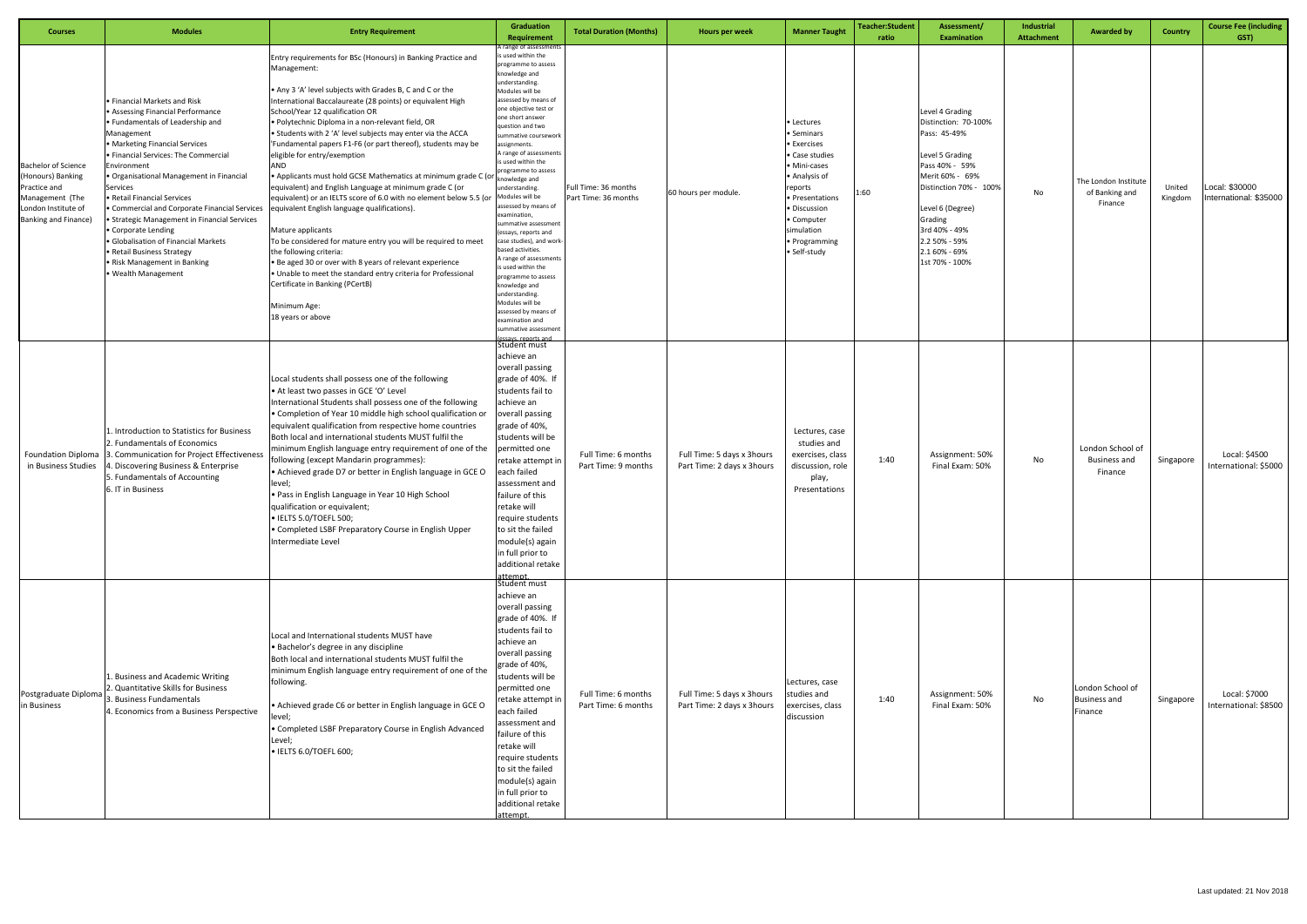| Courses | Modules | Entry Requirement | Graduation Requirement | Total Duration (Months) | Hours per week | Manner Taught | Teacher:Student ratio | Assessment/ Examination | Industrial Attachment | Awarded by | Country | Course Fee (Including GST) |
|---|---|---|---|---|---|---|---|---|---|---|---|---|
| Bachelor of Science (Honours) Banking Practice and Management (The London Institute of Banking and Finance) | • Financial Markets and Risk<br>• Assessing Financial Performance<br>• Fundamentals of Leadership and Management<br>• Marketing Financial Services<br>• Financial Services: The Commercial Environment<br>• Organisational Management in Financial Services<br>• Retail Financial Services<br>• Commercial and Corporate Financial Services<br>• Strategic Management in Financial Services<br>• Corporate Lending<br>• Globalisation of Financial Markets<br>• Retail Business Strategy<br>• Risk Management in Banking<br>• Wealth Management | Entry requirements for BSc (Honours) in Banking Practice and Management:<br><br>• Any 3 'A' level subjects with Grades B, C and C or the International Baccalaureate (28 points) or equivalent High School/Year 12 qualification OR<br>• Polytechnic Diploma in a non-relevant field, OR<br>• Students with 2 'A' level subjects may enter via the ACCA 'Fundamental papers F1-F6 (or part thereof), students may be eligible for entry/exemption<br>AND<br>• Applicants must hold GCSE Mathematics at minimum grade C (or equivalent) and English Language at minimum grade C (or equivalent) or an IELTS score of 6.0 with no element below 5.5 (or equivalent English language qualifications).<br><br>Mature applicants<br>To be considered for mature entry you will be required to meet the following criteria:<br>• Be aged 30 or over with 8 years of relevant experience<br>• Unable to meet the standard entry criteria for Professional Certificate in Banking (PCertB)<br><br>Minimum Age:<br>18 years or above | A range of assessments is used within the programme to assess knowledge and understanding. Modules will be assessed by means of one objective test or one short answer question and two summative coursework assignments. A range of assessments is used within the programme to assess knowledge and understanding. Modules will be assessed by means of examination, summative assessment (essays, reports and case studies), and work-based activities. A range of assessments is used within the programme to assess knowledge and understanding. Modules will be assessed by means of examination and summative assessment (essays, reports and | Full Time: 36 months<br>Part Time: 36 months | 60 hours per module. | • Lectures<br>• Seminars<br>• Exercises<br>• Case studies<br>• Mini-cases<br>• Analysis of reports<br>• Presentations<br>• Discussion<br>• Computer simulation<br>• Programming<br>• Self-study | 1:60 | Level 4 Grading<br>Distinction: 70-100%<br>Pass: 45-49%<br><br>Level 5 Grading<br>Pass 40% - 59%<br>Merit 60% - 69%<br>Distinction 70% - 100%<br><br>Level 6 (Degree) Grading<br>3rd 40% - 49%<br>2.2 50% - 59%<br>2.1 60% - 69%<br>1st 70% - 100% | No | The London Institute of Banking and Finance | United Kingdom | Local: $30000<br>International: $35000 |
| Foundation Diploma in Business Studies | 1. Introduction to Statistics for Business<br>2. Fundamentals of Economics<br>3. Communication for Project Effectiveness<br>4. Discovering Business & Enterprise<br>5. Fundamentals of Accounting<br>6. IT in Business | Local students shall possess one of the following<br>• At least two passes in GCE 'O' Level<br>International Students shall possess one of the following<br>• Completion of Year 10 middle high school qualification or equivalent qualification from respective home countries<br>Both local and international students MUST fulfil the minimum English language entry requirement of one of the following (except Mandarin programmes):<br>• Achieved grade D7 or better in English language in GCE O level;<br>• Pass in English Language in Year 10 High School qualification or equivalent;<br>• IELTS 5.0/TOEFL 500;<br>• Completed LSBF Preparatory Course in English Upper Intermediate Level | Student must achieve an overall passing grade of 40%. If students fail to achieve an overall passing grade of 40%, students will be permitted one retake attempt in each failed assessment and failure of this retake will require students to sit the failed module(s) again in full prior to additional retake attempt. | Full Time: 6 months<br>Part Time: 9 months | Full Time: 5 days x 3hours<br>Part Time: 2 days x 3hours | Lectures, case studies and exercises, class discussion, role play, Presentations | 1:40 | Assignment: 50%<br>Final Exam: 50% | No | London School of Business and Finance | Singapore | Local: $4500<br>International: $5000 |
| Postgraduate Diploma in Business | 1. Business and Academic Writing<br>2. Quantitative Skills for Business<br>3. Business Fundamentals<br>4. Economics from a Business Perspective | Local and International students MUST have<br>• Bachelor's degree in any discipline<br>Both local and international students MUST fulfil the minimum English language entry requirement of one of the following.<br><br>• Achieved grade C6 or better in English language in GCE O level;<br>• Completed LSBF Preparatory Course in English Advanced Level;<br>• IELTS 6.0/TOEFL 600; | Student must achieve an overall passing grade of 40%. If students fail to achieve an overall passing grade of 40%, students will be permitted one retake attempt in each failed assessment and failure of this retake will require students to sit the failed module(s) again in full prior to additional retake attempt. | Full Time: 6 months<br>Part Time: 6 months | Full Time: 5 days x 3hours<br>Part Time: 2 days x 3hours | Lectures, case studies and exercises, class discussion | 1:40 | Assignment: 50%<br>Final Exam: 50% | No | London School of Business and Finance | Singapore | Local: $7000<br>International: $8500 |

Last updated: 21 Nov 2018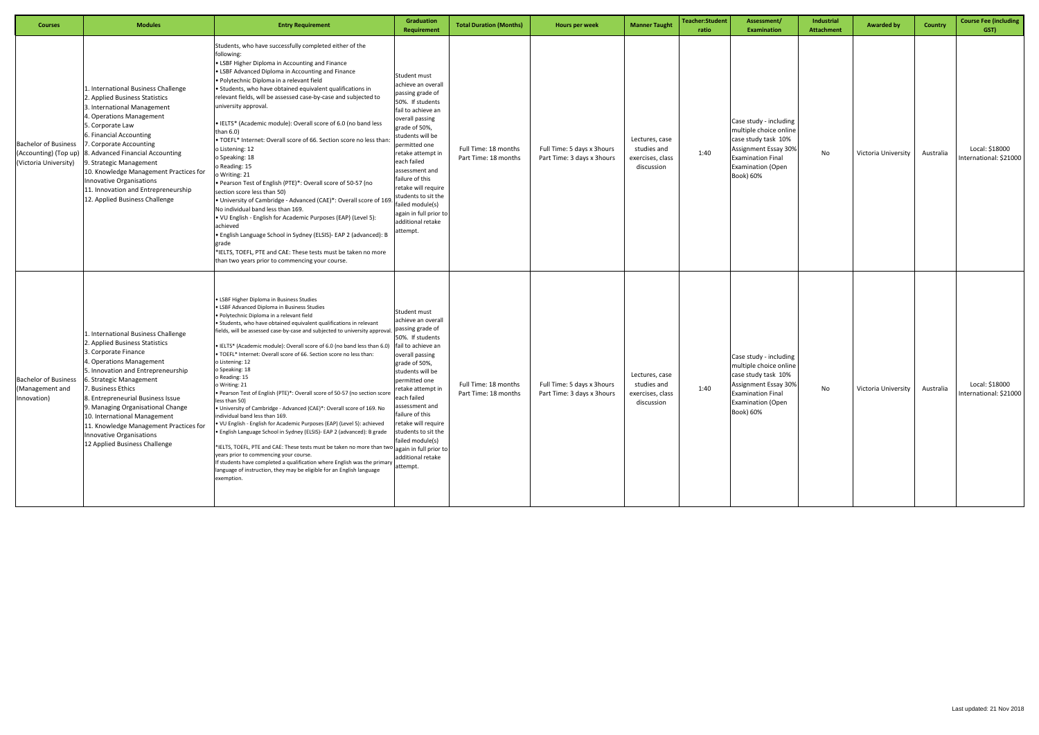| Courses | Modules | Entry Requirement | Graduation Requirement | Total Duration (Months) | Hours per week | Manner Taught | Teacher:Student ratio | Assessment/ Examination | Industrial Attachment | Awarded by | Country | Course Fee (including GST) |
|---|---|---|---|---|---|---|---|---|---|---|---|---|
| Bachelor of Business (Accounting) (Top up) (Victoria University) | 1. International Business Challenge<br>2. Applied Business Statistics<br>3. International Management<br>4. Operations Management<br>5. Corporate Law<br>6. Financial Accounting<br>7. Corporate Accounting<br>8. Advanced Financial Accounting<br>9. Strategic Management<br>10. Knowledge Management Practices for Innovative Organisations<br>11. Innovation and Entrepreneurship<br>12. Applied Business Challenge | Students, who have successfully completed either of the following:<br>• LSBF Higher Diploma in Accounting and Finance<br>• LSBF Advanced Diploma in Accounting and Finance<br>• Polytechnic Diploma in a relevant field<br>• Students, who have obtained equivalent qualifications in relevant fields, will be assessed case-by-case and subjected to university approval.<br>• IELTS* (Academic module): Overall score of 6.0 (no band less than 6.0)<br>• TOEFL* Internet: Overall score of 66. Section score no less than:<br>o Listening: 12<br>o Speaking: 18<br>o Reading: 15<br>o Writing: 21<br>• Pearson Test of English (PTE)*: Overall score of 50-57 (no section score less than 50)<br>• University of Cambridge - Advanced (CAE)*: Overall score of 169. No individual band less than 169.<br>• VU English - English for Academic Purposes (EAP) (Level 5): achieved<br>• English Language School in Sydney (ELSIS)- EAP 2 (advanced): B grade<br>*IELTS, TOEFL, PTE and CAE: These tests must be taken no more than two years prior to commencing your course. | Student must achieve an overall passing grade of 50%. If students fail to achieve an overall passing grade of 50%, students will be permitted one retake attempt in each failed assessment and failure of this retake will require students to sit the failed module(s) again in full prior to additional retake attempt. | Full Time: 18 months<br>Part Time: 18 months | Full Time: 5 days x 3hours<br>Part Time: 3 days x 3hours | Lectures, case studies and exercises, class discussion | 1:40 | Case study - including multiple choice online case study task 10%<br>Assignment Essay 30%<br>Examination Final Examination (Open Book) 60% | No | Victoria University | Australia | Local: $18000<br>International: $21000 |
| Bachelor of Business (Management and Innovation) | 1. International Business Challenge<br>2. Applied Business Statistics<br>3. Corporate Finance<br>4. Operations Management<br>5. Innovation and Entrepreneurship<br>6. Strategic Management<br>7. Business Ethics<br>8. Entrepreneurial Business Issue<br>9. Managing Organisational Change<br>10. International Management<br>11. Knowledge Management Practices for Innovative Organisations<br>12 Applied Business Challenge | • LSBF Higher Diploma in Business Studies<br>• LSBF Advanced Diploma in Business Studies<br>• Polytechnic Diploma in a relevant field<br>• Students, who have obtained equivalent qualifications in relevant fields, will be assessed case-by-case and subjected to university approval.<br>• IELTS* (Academic module): Overall score of 6.0 (no band less than 6.0)<br>• TOEFL* Internet: Overall score of 66. Section score no less than:<br>o Listening: 12<br>o Speaking: 18<br>o Reading: 15<br>o Writing: 21<br>• Pearson Test of English (PTE)*: Overall score of 50-57 (no section score less than 50)<br>• University of Cambridge - Advanced (CAE)*: Overall score of 169. No individual band less than 169.<br>• VU English - English for Academic Purposes (EAP) (Level 5): achieved<br>• English Language School in Sydney (ELSIS)- EAP 2 (advanced): B grade<br>*IELTS, TOEFL, PTE and CAE: These tests must be taken no more than two years prior to commencing your course.<br>If students have completed a qualification where English was the primary language of instruction, they may be eligible for an English language exemption. | Student must achieve an overall passing grade of 50%. If students fail to achieve an overall passing grade of 50%, students will be permitted one retake attempt in each failed assessment and failure of this retake will require students to sit the failed module(s) again in full prior to additional retake attempt. | Full Time: 18 months<br>Part Time: 18 months | Full Time: 5 days x 3hours<br>Part Time: 3 days x 3hours | Lectures, case studies and exercises, class discussion | 1:40 | Case study - including multiple choice online case study task 10%<br>Assignment Essay 30%<br>Examination Final Examination (Open Book) 60% | No | Victoria University | Australia | Local: $18000<br>International: $21000 |

Last updated: 21 Nov 2018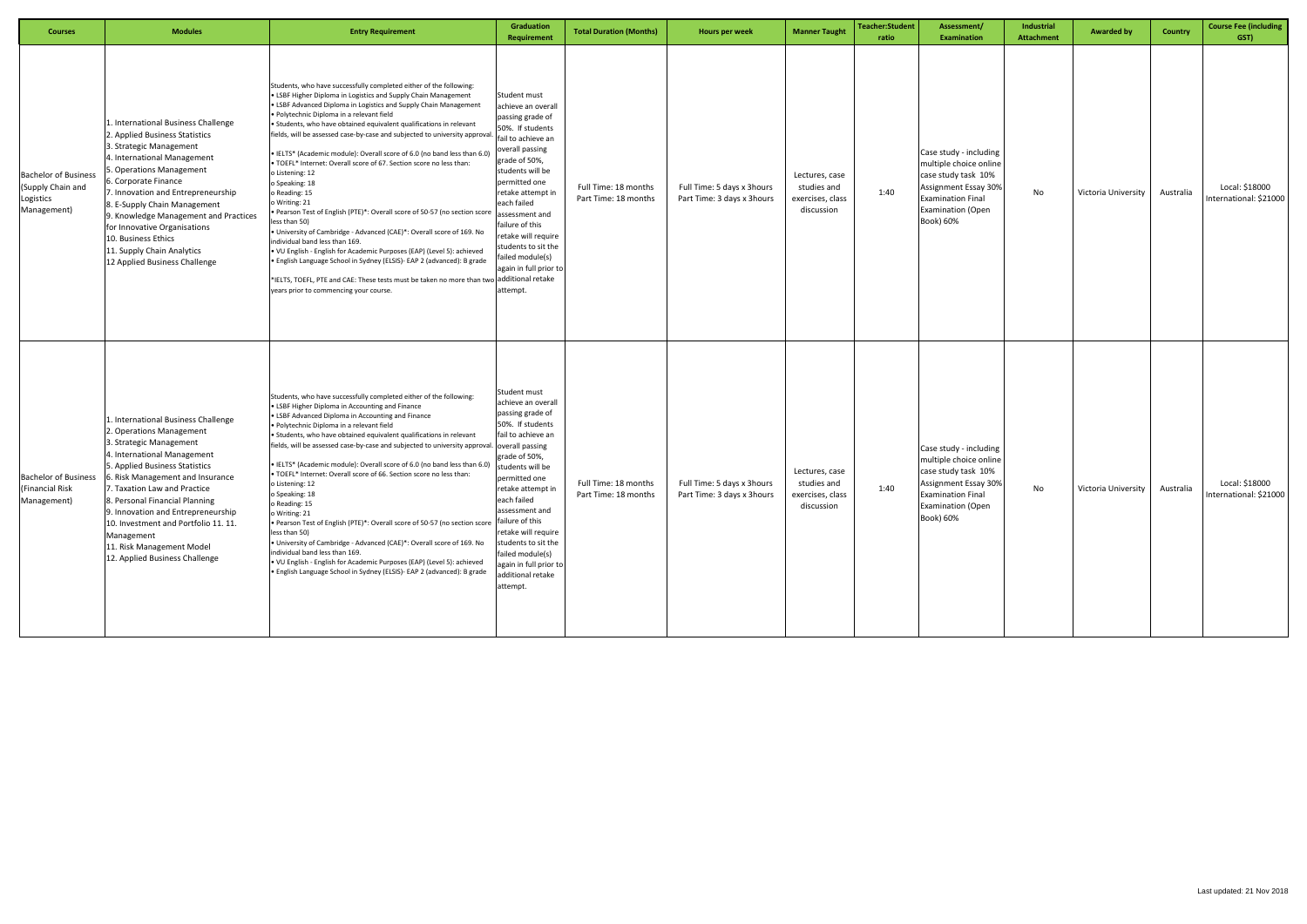| Courses | Modules | Entry Requirement | Graduation Requirement | Total Duration (Months) | Hours per week | Manner Taught | Teacher:Student ratio | Assessment/ Examination | Industrial Attachment | Awarded by | Country | Course Fee (including GST) |
|---|---|---|---|---|---|---|---|---|---|---|---|---|
| Bachelor of Business (Supply Chain and Logistics Management) | 1. International Business Challenge<br>2. Applied Business Statistics<br>3. Strategic Management<br>4. International Management<br>5. Operations Management<br>6. Corporate Finance<br>7. Innovation and Entrepreneurship<br>8. E-Supply Chain Management<br>9. Knowledge Management and Practices for Innovative Organisations<br>10. Business Ethics<br>11. Supply Chain Analytics<br>12 Applied Business Challenge | Students, who have successfully completed either of the following:<br>• LSBF Higher Diploma in Logistics and Supply Chain Management<br>• LSBF Advanced Diploma in Logistics and Supply Chain Management<br>• Polytechnic Diploma in a relevant field<br>• Students, who have obtained equivalent qualifications in relevant fields, will be assessed case-by-case and subjected to university approval.<br><br>• IELTS* (Academic module): Overall score of 6.0 (no band less than 6.0)<br>• TOEFL* Internet: Overall score of 67. Section score no less than:<br>o Listening: 12<br>o Speaking: 18<br>o Reading: 15<br>o Writing: 21<br>• Pearson Test of English (PTE)*: Overall score of 50-57 (no section score less than 50)<br>• University of Cambridge - Advanced (CAE)*: Overall score of 169. No individual band less than 169.<br>• VU English - English for Academic Purposes (EAP) (Level 5): achieved<br>• English Language School in Sydney (ELSIS)- EAP 2 (advanced): B grade<br><br>*IELTS, TOEFL, PTE and CAE: These tests must be taken no more than two years prior to commencing your course. | Student must achieve an overall passing grade of 50%. If students fail to achieve an overall passing grade of 50%, students will be permitted one retake attempt in each failed assessment and failure of this retake will require students to sit the failed module(s) again in full prior to additional retake attempt. | Full Time: 18 months<br>Part Time: 18 months | Full Time: 5 days x 3hours<br>Part Time: 3 days x 3hours | Lectures, case studies and exercises, class discussion | 1:40 | Case study - including multiple choice online case study task 10%<br>Assignment Essay 30%<br>Examination Final Examination (Open Book) 60% | No | Victoria University | Australia | Local: $18000<br>International: $21000 |
| Bachelor of Business (Financial Risk Management) | 1. International Business Challenge<br>2. Operations Management<br>3. Strategic Management<br>4. International Management<br>5. Applied Business Statistics<br>6. Risk Management and Insurance<br>7. Taxation Law and Practice<br>8. Personal Financial Planning<br>9. Innovation and Entrepreneurship<br>10. Investment and Portfolio 11. 11. Management<br>11. Risk Management Model<br>12. Applied Business Challenge | Students, who have successfully completed either of the following:<br>• LSBF Higher Diploma in Accounting and Finance<br>• LSBF Advanced Diploma in Accounting and Finance<br>• Polytechnic Diploma in a relevant field<br>• Students, who have obtained equivalent qualifications in relevant fields, will be assessed case-by-case and subjected to university approval.<br><br>• IELTS* (Academic module): Overall score of 6.0 (no band less than 6.0)<br>• TOEFL* Internet: Overall score of 66. Section score no less than:<br>o Listening: 12<br>o Speaking: 18<br>o Reading: 15<br>o Writing: 21<br>• Pearson Test of English (PTE)*: Overall score of 50-57 (no section score less than 50)<br>• University of Cambridge - Advanced (CAE)*: Overall score of 169. No individual band less than 169.<br>• VU English - English for Academic Purposes (EAP) (Level 5): achieved<br>• English Language School in Sydney (ELSIS)- EAP 2 (advanced): B grade | Student must achieve an overall passing grade of 50%. If students fail to achieve an overall passing grade of 50%, students will be permitted one retake attempt in each failed assessment and failure of this retake will require students to sit the failed module(s) again in full prior to additional retake attempt. | Full Time: 18 months<br>Part Time: 18 months | Full Time: 5 days x 3hours<br>Part Time: 3 days x 3hours | Lectures, case studies and exercises, class discussion | 1:40 | Case study - including multiple choice online case study task 10%<br>Assignment Essay 30%<br>Examination Final Examination (Open Book) 60% | No | Victoria University | Australia | Local: $18000<br>International: $21000 |

Last updated: 21 Nov 2018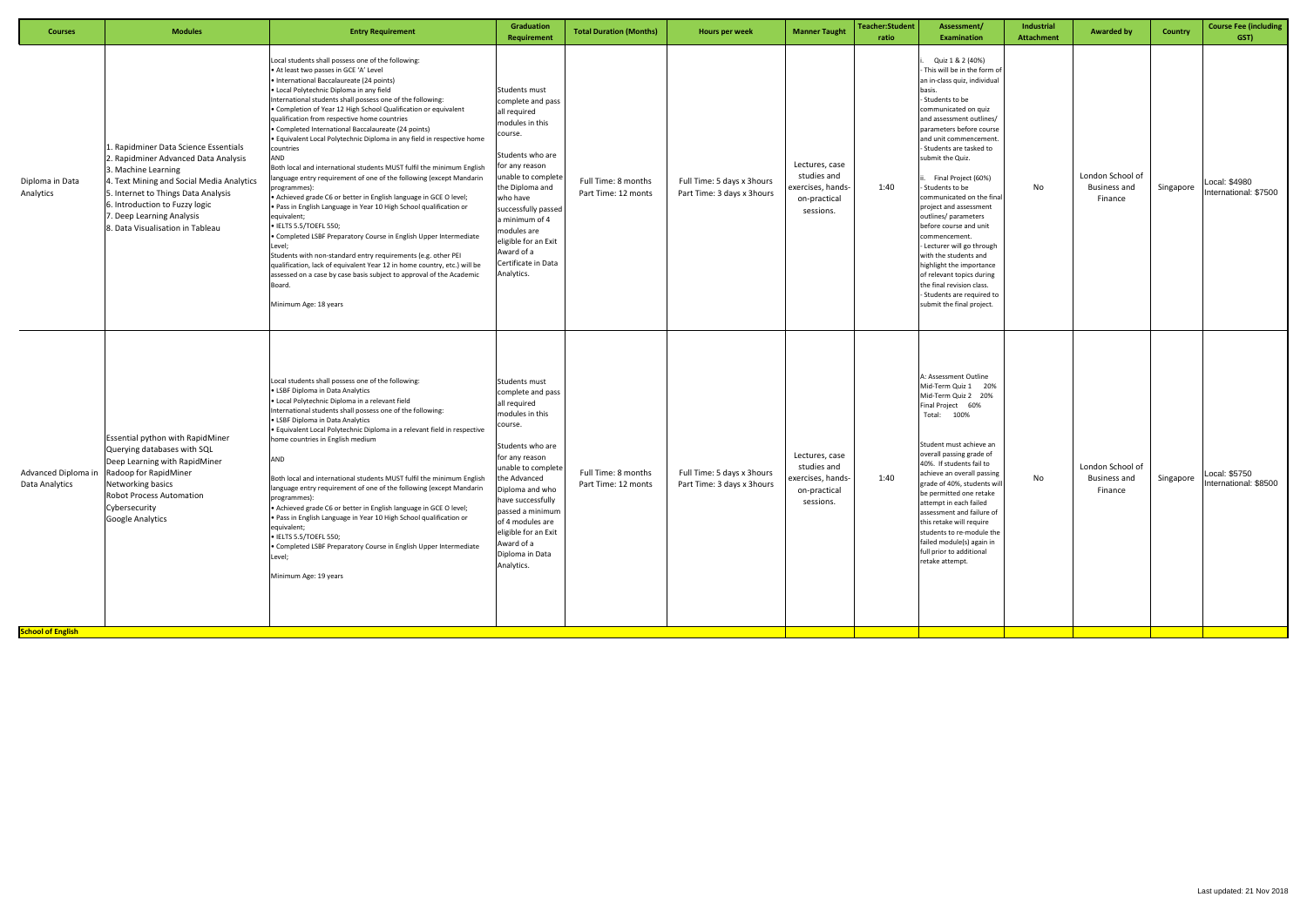| Courses | Modules | Entry Requirement | Graduation Requirement | Total Duration (Months) | Hours per week | Manner Taught | Teacher:Student ratio | Assessment/ Examination | Industrial Attachment | Awarded by | Country | Course Fee (including GST) |
|---|---|---|---|---|---|---|---|---|---|---|---|---|
| Diploma in Data Analytics | 1. Rapidminer Data Science Essentials<br>2. Rapidminer Advanced Data Analysis<br>3. Machine Learning<br>4. Text Mining and Social Media Analytics<br>5. Internet to Things Data Analysis<br>6. Introduction to Fuzzy logic<br>7. Deep Learning Analysis<br>8. Data Visualisation in Tableau | Local students shall possess one of the following:<br>• At least two passes in GCE 'A' Level<br>• International Baccalaureate (24 points)<br>• Local Polytechnic Diploma in any field<br>International students shall possess one of the following:<br>• Completion of Year 12 High School Qualification or equivalent qualification from respective home countries<br>• Completed International Baccalaureate (24 points)<br>• Equivalent Local Polytechnic Diploma in any field in respective home countries<br>AND<br>Both local and international students MUST fulfil the minimum English language entry requirement of one of the following (except Mandarin programmes):<br>• Achieved grade C6 or better in English language in GCE O level;<br>• Pass in English Language in Year 10 High School qualification or equivalent;<br>• IELTS 5.5/TOEFL 550;<br>• Completed LSBF Preparatory Course in English Upper Intermediate Level;<br>Students with non-standard entry requirements (e.g. other PEI qualification, lack of equivalent Year 12 in home country, etc.) will be assessed on a case by case basis subject to approval of the Academic Board.<br><br>Minimum Age: 18 years | Students must complete and pass all required modules in this course.<br><br>Students who are for any reason unable to complete the Diploma and who have successfully passed a minimum of 4 modules are eligible for an Exit Award of a Certificate in Data Analytics. | Full Time: 8 months<br>Part Time: 12 monts | Full Time: 5 days x 3hours<br>Part Time: 3 days x 3hours | Lectures, case studies and exercises, hands-on-practical sessions. | 1:40 | i. Quiz 1 & 2 (40%)<br>- This will be in the form of an in-class quiz, individual basis.<br>- Students to be communicated on quiz and assessment outlines/ parameters before course and unit commencement.<br>- Students are tasked to submit the Quiz.<br><br>ii. Final Project (60%)<br>- Students to be communicated on the final project and assessment outlines/ parameters before course and unit commencement.<br>- Lecturer will go through with the students and highlight the importance of relevant topics during the final revision class.<br>- Students are required to submit the final project. | No | London School of Business and Finance | Singapore | Local: $4980<br>International: $7500 |
| Advanced Diploma in Data Analytics | Essential python with RapidMiner<br>Querying databases with SQL<br>Deep Learning with RapidMiner<br>Radoop for RapidMiner<br>Networking basics<br>Robot Process Automation<br>Cybersecurity<br>Google Analytics | Local students shall possess one of the following:<br>• LSBF Diploma in Data Analytics<br>• Local Polytechnic Diploma in a relevant field<br>International students shall possess one of the following:<br>• LSBF Diploma in Data Analytics<br>• Equivalent Local Polytechnic Diploma in a relevant field in respective home countries in English medium<br><br>AND<br><br>Both local and international students MUST fulfil the minimum English language entry requirement of one of the following (except Mandarin programmes):<br>• Achieved grade C6 or better in English language in GCE O level;<br>• Pass in English Language in Year 10 High School qualification or equivalent;<br>• IELTS 5.5/TOEFL 550;<br>• Completed LSBF Preparatory Course in English Upper Intermediate Level;<br><br>Minimum Age: 19 years | Students must complete and pass all required modules in this course.<br><br>Students who are for any reason unable to complete the Advanced Diploma and who have successfully passed a minimum of 4 modules are eligible for an Exit Award of a Diploma in Data Analytics. | Full Time: 8 months<br>Part Time: 12 monts | Full Time: 5 days x 3hours<br>Part Time: 3 days x 3hours | Lectures, case studies and exercises, hands-on-practical sessions. | 1:40 | A: Assessment Outline<br>Mid-Term Quiz 1 20%<br>Mid-Term Quiz 2 20%<br>Final Project 60%<br>Total: 100%<br><br>Student must achieve an overall passing grade of 40%. If students fail to achieve an overall passing grade of 40%, students will be permitted one retake attempt in each failed assessment and failure of this retake will require students to re-module the failed module(s) again in full prior to additional retake attempt. | No | London School of Business and Finance | Singapore | Local: $5750<br>International: $8500 |
| **School of English** | | | | | | | | | | | | |

Last updated: 21 Nov 2018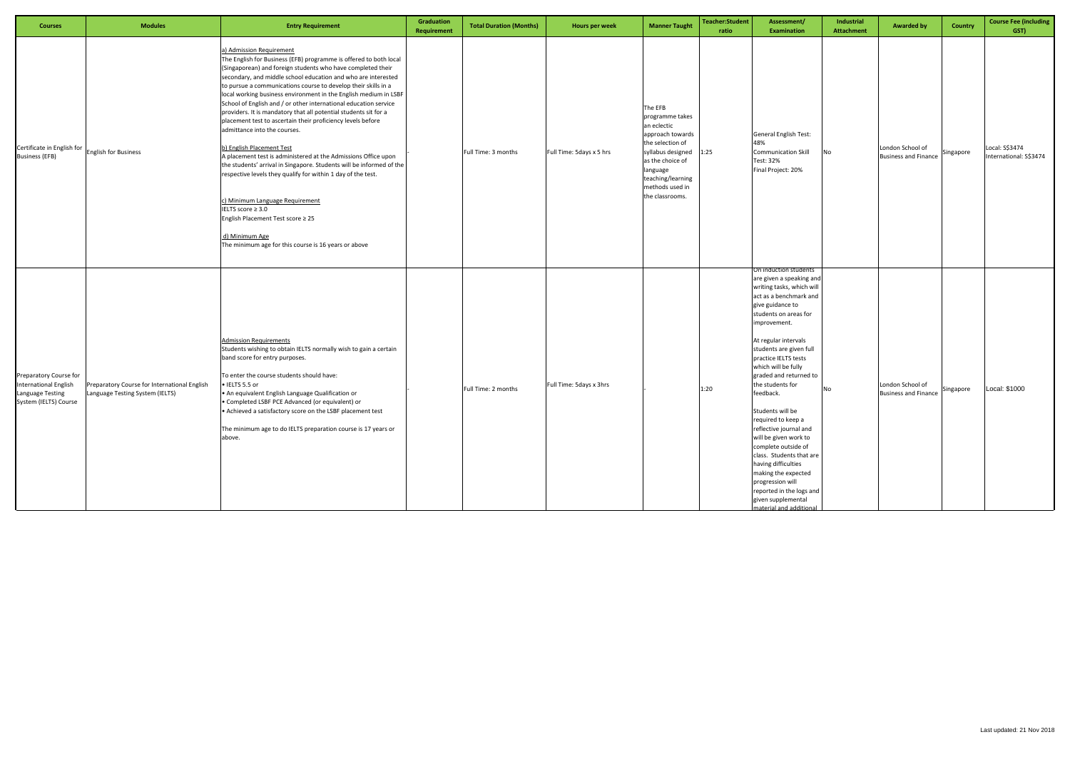| Courses | Modules | Entry Requirement | Graduation Requirement | Total Duration (Months) | Hours per week | Manner Taught | Teacher:Student ratio | Assessment/ Examination | Industrial Attachment | Awarded by | Country | Course Fee (including GST) |
|---|---|---|---|---|---|---|---|---|---|---|---|---|
| Certificate in English for Business (EFB) | English for Business | a) Admission Requirement<br>The English for Business (EFB) programme is offered to both local (Singaporean) and foreign students who have completed their secondary, and middle school education and who are interested to pursue a communications course to develop their skills in a local working business environment in the English medium in LSBF School of English and / or other international education service providers. It is mandatory that all potential students sit for a placement test to ascertain their proficiency levels before admittance into the courses.<br><br>b) English Placement Test<br>A placement test is administered at the Admissions Office upon the students' arrival in Singapore. Students will be informed of the respective levels they qualify for within 1 day of the test.<br><br>c) Minimum Language Requirement<br>IELTS score ≥ 3.0<br>English Placement Test score ≥ 25<br><br>d) Minimum Age<br>The minimum age for this course is 16 years or above | - | Full Time: 3 months | Full Time: 5days x 5 hrs | The EFB programme takes an eclectic approach towards the selection of syllabus designed as the choice of language teaching/learning methods used in the classrooms. | 1:25 | General English Test: 48%<br>Communication Skill Test: 32%<br>Final Project: 20% | No | London School of Business and Finance | Singapore | Local: S$3474<br>International: S$3474 |
| Preparatory Course for International English Language Testing System (IELTS) Course | Preparatory Course for International English Language Testing System (IELTS) | Admission Requirements<br>Students wishing to obtain IELTS normally wish to gain a certain band score for entry purposes.<br><br>To enter the course students should have:<br>• IELTS 5.5 or<br>• An equivalent English Language Qualification or<br>• Completed LSBF PCE Advanced (or equivalent) or<br>• Achieved a satisfactory score on the LSBF placement test<br><br>The minimum age to do IELTS preparation course is 17 years or above. | - | Full Time: 2 months | Full Time: 5days x 3hrs | - | 1:20 | On induction students are given a speaking and writing tasks, which will act as a benchmark and give guidance to students on areas for improvement.<br><br>At regular intervals students are given full practice IELTS tests which will be fully graded and returned to the students for feedback.<br><br>Students will be required to keep a reflective journal and will be given work to complete outside of class. Students that are having difficulties making the expected progression will reported in the logs and given supplemental material and additional | No | London School of Business and Finance | Singapore | Local: $1000 |

Last updated: 21 Nov 2018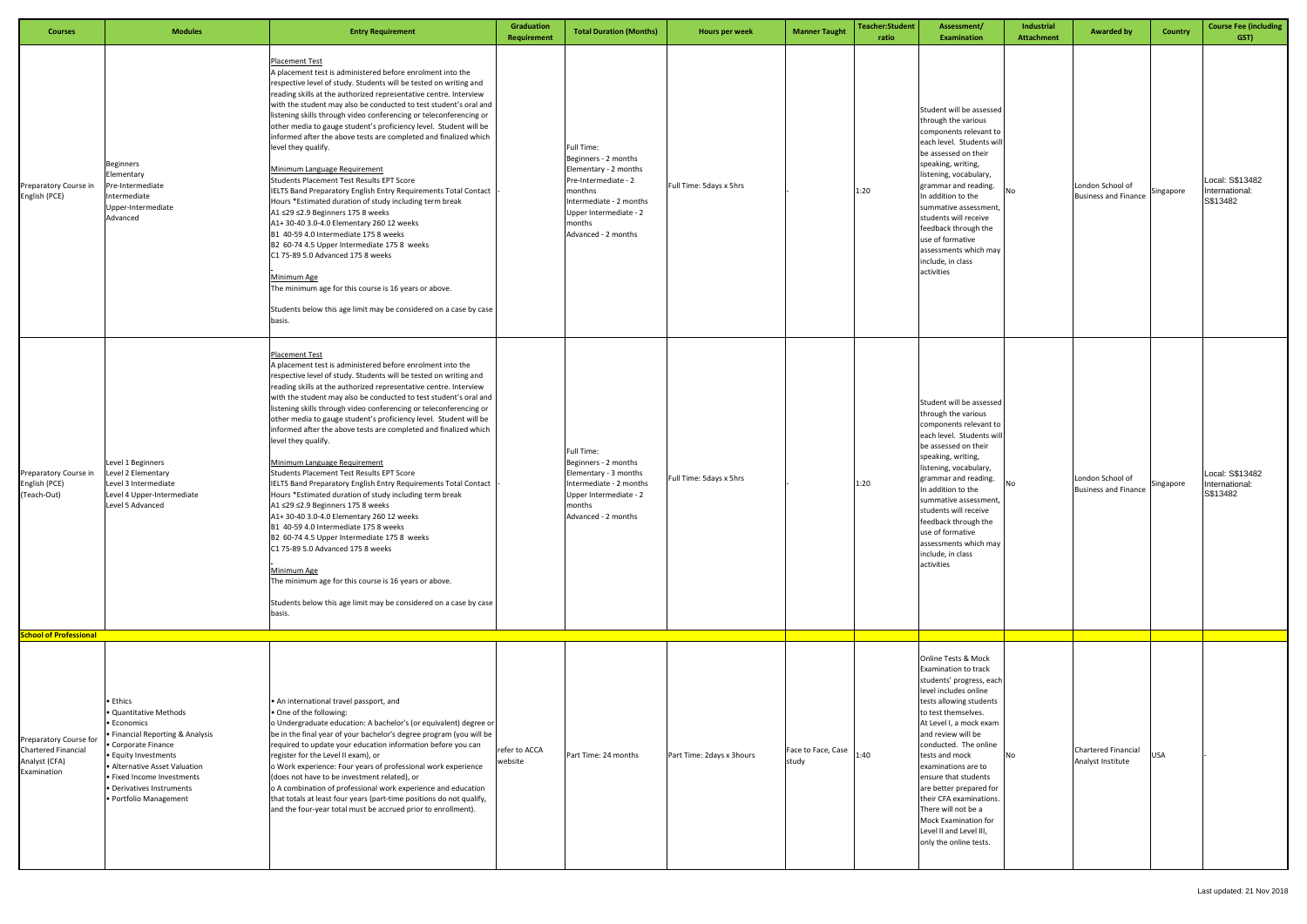| Courses | Modules | Entry Requirement | Graduation Requirement | Total Duration (Months) | Hours per week | Manner Taught | Teacher:Student ratio | Assessment/ Examination | Industrial Attachment | Awarded by | Country | Course Fee (including GST) |
|---|---|---|---|---|---|---|---|---|---|---|---|---|
| Preparatory Course in English (PCE) | Beginners<br>Elementary<br>Pre-Intermediate<br>Intermediate<br>Upper-Intermediate<br>Advanced | Placement Test<br>A placement test is administered before enrolment into the respective level of study. Students will be tested on writing and reading skills at the authorized representative centre. Interview with the student may also be conducted to test student's oral and listening skills through video conferencing or teleconferencing or other media to gauge student's proficiency level. Student will be informed after the above tests are completed and finalized which level they qualify.<br><br>Minimum Language Requirement<br>Students Placement Test Results EPT Score<br>IELTS Band Preparatory English Entry Requirements Total Contact Hours *Estimated duration of study including term break<br>A1 ≤29 ≤2.9 Beginners 175 8 weeks<br>A1+ 30-40 3.0-4.0 Elementary 260 12 weeks<br>B1 40-59 4.0 Intermediate 175 8 weeks<br>B2 60-74 4.5 Upper Intermediate 175 8 weeks<br>C1 75-89 5.0 Advanced 175 8 weeks<br>-<br>Minimum Age<br>The minimum age for this course is 16 years or above.<br><br>Students below this age limit may be considered on a case by case basis. | - | Full Time:<br>Beginners - 2 months<br>Elementary - 2 months<br>Pre-Intermediate - 2 monthns<br>Intermediate - 2 months<br>Upper Intermediate - 2 months<br>Advanced - 2 months | Full Time: 5days x 5hrs | - | 1:20 | Student will be assessed through the various components relevant to each level. Students will be assessed on their speaking, writing, listening, vocabulary, grammar and reading. In addition to the summative assessment, students will receive feedback through the use of formative assessments which may include, in class activities | No | London School of Business and Finance | Singapore | Local: S$13482<br>International: S$13482 |
| Preparatory Course in English (PCE) (Teach-Out) | Level 1 Beginners<br>Level 2 Elementary<br>Level 3 Intermediate<br>Level 4 Upper-Intermediate<br>Level 5 Advanced | Placement Test<br>A placement test is administered before enrolment into the respective level of study. Students will be tested on writing and reading skills at the authorized representative centre. Interview with the student may also be conducted to test student's oral and listening skills through video conferencing or teleconferencing or other media to gauge student's proficiency level. Student will be informed after the above tests are completed and finalized which level they qualify.<br><br>Minimum Language Requirement<br>Students Placement Test Results EPT Score<br>IELTS Band Preparatory English Entry Requirements Total Contact Hours *Estimated duration of study including term break<br>A1 ≤29 ≤2.9 Beginners 175 8 weeks<br>A1+ 30-40 3.0-4.0 Elementary 260 12 weeks<br>B1 40-59 4.0 Intermediate 175 8 weeks<br>B2 60-74 4.5 Upper Intermediate 175 8 weeks<br>C1 75-89 5.0 Advanced 175 8 weeks<br>-<br>Minimum Age<br>The minimum age for this course is 16 years or above.<br><br>Students below this age limit may be considered on a case by case basis. | - | Full Time:<br>Beginners - 2 months<br>Elementary - 3 months<br>Intermediate - 2 months<br>Upper Intermediate - 2 months<br>Advanced - 2 months | Full Time: 5days x 5hrs | - | 1:20 | Student will be assessed through the various components relevant to each level. Students will be assessed on their speaking, writing, listening, vocabulary, grammar and reading. In addition to the summative assessment, students will receive feedback through the use of formative assessments which may include, in class activities | No | London School of Business and Finance | Singapore | Local: S$13482<br>International: S$13482 |
| **School of Professional** | | | | | | | | | | | | |
| Preparatory Course for Chartered Financial Analyst (CFA) Examination | • Ethics<br>• Quantitative Methods<br>• Economics<br>• Financial Reporting & Analysis<br>• Corporate Finance<br>• Equity Investments<br>• Alternative Asset Valuation<br>• Fixed Income Investments<br>• Derivatives Instruments<br>• Portfolio Management | • An international travel passport, and<br>• One of the following:<br>o Undergraduate education: A bachelor's (or equivalent) degree or be in the final year of your bachelor's degree program (you will be required to update your education information before you can register for the Level II exam), or<br>o Work experience: Four years of professional work experience (does not have to be investment related), or<br>o A combination of professional work experience and education that totals at least four years (part-time positions do not qualify, and the four-year total must be accrued prior to enrollment). | refer to ACCA website | Part Time: 24 months | Part Time: 2days x 3hours | Face to Face, Case study | 1:40 | Online Tests & Mock Examination to track students' progress, each level includes online tests allowing students to test themselves. At Level I, a mock exam and review will be conducted. The online tests and mock examinations are to ensure that students are better prepared for their CFA examinations. There will not be a Mock Examination for Level II and Level III, only the online tests. | No | Chartered Financial Analyst Institute | USA | - |

Last updated: 21 Nov 2018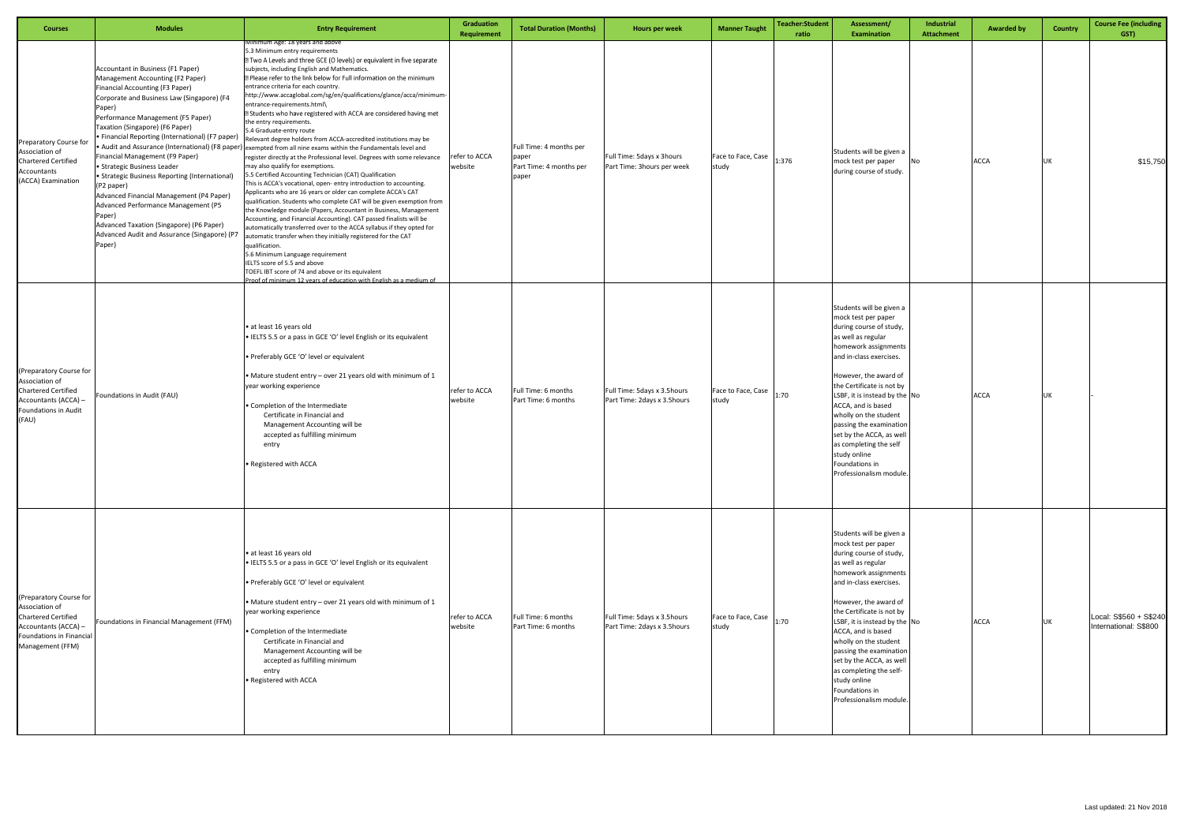| Courses | Modules | Entry Requirement | Graduation Requirement | Total Duration (Months) | Hours per week | Manner Taught | Teacher:Student ratio | Assessment/ Examination | Industrial Attachment | Awarded by | Country | Course Fee (including GST) |
|---|---|---|---|---|---|---|---|---|---|---|---|---|
| Preparatory Course for Association of Chartered Certified Accountants (ACCA) Examination | Accountant in Business (F1 Paper)<br>Management Accounting (F2 Paper)<br>Financial Accounting (F3 Paper)<br>Corporate and Business Law (Singapore) (F4 Paper)<br>Performance Management (F5 Paper)<br>Taxation (Singapore) (F6 Paper)<br>• Financial Reporting (International) (F7 paper)<br>• Audit and Assurance (International) (F8 paper)<br>Financial Management (F9 Paper)<br>• Strategic Business Leader<br>• Strategic Business Reporting (International) (P2 paper)<br>Advanced Financial Management (P4 Paper)<br>Advanced Performance Management (P5 Paper)<br>Advanced Taxation (Singapore) (P6 Paper)<br>Advanced Audit and Assurance (Singapore) (P7 Paper) | Minimum Age: 18 years and above<br>5.3 Minimum entry requirements<br>Two A Levels and three GCE (O levels) or equivalent in five separate subjects, including English and Mathematics.<br>Please refer to the link below for Full information on the minimum entrance criteria for each country.<br>http://www.accaglobal.com/sg/en/qualifications/glance/acca/minimum-entrance-requirements.html\<br>Students who have registered with ACCA are considered having met the entry requirements.<br>5.4 Graduate-entry route<br>Relevant degree holders from ACCA-accredited institutions may be exempted from all nine exams within the Fundamentals level and register directly at the Professional level. Degrees with some relevance may also qualify for exemptions.<br>5.5 Certified Accounting Technician (CAT) Qualification<br>This is ACCA's vocational, open- entry introduction to accounting. Applicants who are 16 years or older can complete ACCA's CAT qualification. Students who complete CAT will be given exemption from the Knowledge module (Papers, Accountant in Business, Management Accounting, and Financial Accounting). CAT passed finalists will be automatically transferred over to the ACCA syllabus if they opted for automatic transfer when they initially registered for the CAT qualification.<br>5.6 Minimum Language requirement<br>IELTS score of 5.5 and above<br>TOEFL IBT score of 74 and above or its equivalent<br>Proof of minimum 12 years of education with English as a medium of | refer to ACCA website | Full Time: 4 months per paper<br>Part Time: 4 months per paper | Full Time: 5days x 3hours<br>Part Time: 3hours per week | Face to Face, Case study | 1:376 | Students will be given a mock test per paper during course of study. | No | ACCA | UK | $15,750 |
| (Preparatory Course for Association of Chartered Certified Accountants (ACCA) – Foundations in Audit (FAU) | Foundations in Audit (FAU) | • at least 16 years old<br>• IELTS 5.5 or a pass in GCE 'O' level English or its equivalent<br>• Preferably GCE 'O' level or equivalent<br>• Mature student entry – over 21 years old with minimum of 1 year working experience<br>• Completion of the Intermediate Certificate in Financial and Management Accounting will be accepted as fulfilling minimum entry<br>• Registered with ACCA | refer to ACCA website | Full Time: 6 months<br>Part Time: 6 months | Full Time: 5days x 3.5hours<br>Part Time: 2days x 3.5hours | Face to Face, Case study | 1:70 | Students will be given a mock test per paper during course of study, as well as regular homework assignments and in-class exercises.<br>However, the award of the Certificate is not by LSBF, it is instead by the ACCA, and is based wholly on the student passing the examination set by the ACCA, as well as completing the self study online Foundations in Professionalism module. | No | ACCA | UK | - |
| (Preparatory Course for Association of Chartered Certified Accountants (ACCA) – Foundations in Financial Management (FFM) | Foundations in Financial Management (FFM) | • at least 16 years old<br>• IELTS 5.5 or a pass in GCE 'O' level English or its equivalent<br>• Preferably GCE 'O' level or equivalent<br>• Mature student entry – over 21 years old with minimum of 1 year working experience<br>• Completion of the Intermediate Certificate in Financial and Management Accounting will be accepted as fulfilling minimum entry<br>• Registered with ACCA | refer to ACCA website | Full Time: 6 months<br>Part Time: 6 months | Full Time: 5days x 3.5hours<br>Part Time: 2days x 3.5hours | Face to Face, Case study | 1:70 | Students will be given a mock test per paper during course of study, as well as regular homework assignments and in-class exercises.<br>However, the award of the Certificate is not by LSBF, it is instead by the ACCA, and is based wholly on the student passing the examination set by the ACCA, as well as completing the self-study online Foundations in Professionalism module. | No | ACCA | UK | Local: S$560 + S$240<br>International: S$800 |

Last updated: 21 Nov 2018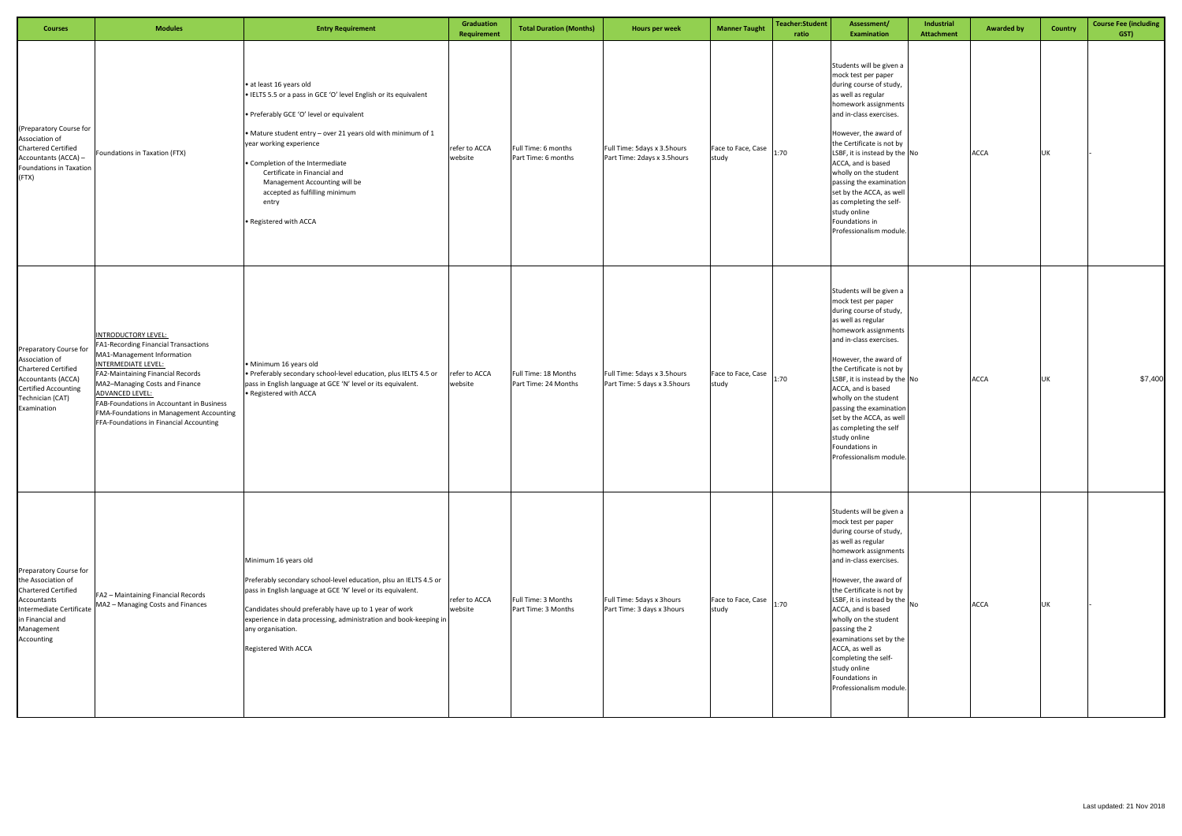| Courses | Modules | Entry Requirement | Graduation Requirement | Total Duration (Months) | Hours per week | Manner Taught | Teacher:Student ratio | Assessment/ Examination | Industrial Attachment | Awarded by | Country | Course Fee (including GST) |
|---|---|---|---|---|---|---|---|---|---|---|---|---|
| (Preparatory Course for Association of Chartered Certified Accountants (ACCA) – Foundations in Taxation (FTX) | Foundations in Taxation (FTX) | • at least 16 years old<br>• IELTS 5.5 or a pass in GCE 'O' level English or its equivalent<br>• Preferably GCE 'O' level or equivalent<br>• Mature student entry – over 21 years old with minimum of 1 year working experience<br>• Completion of the Intermediate Certificate in Financial and Management Accounting will be accepted as fulfilling minimum entry<br>• Registered with ACCA | refer to ACCA website | Full Time: 6 months<br>Part Time: 6 months | Full Time: 5days x 3.5hours<br>Part Time: 2days x 3.5hours | Face to Face, Case study | 1:70 | Students will be given a mock test per paper during course of study, as well as regular homework assignments and in-class exercises.<br>However, the award of the Certificate is not by LSBF, it is instead by the ACCA, and is based wholly on the student passing the examination set by the ACCA, as well as completing the self-study online Foundations in Professionalism module. | No | ACCA | UK | - |
| Preparatory Course for Association of Chartered Certified Accountants (ACCA) Certified Accounting Technician (CAT) Examination | INTRODUCTORY LEVEL:<br>FA1-Recording Financial Transactions<br>MA1-Management Information<br>INTERMEDIATE LEVEL:<br>FA2-Maintaining Financial Records<br>MA2–Managing Costs and Finance<br>ADVANCED LEVEL:<br>FAB-Foundations in Accountant in Business<br>FMA-Foundations in Management Accounting<br>FFA-Foundations in Financial Accounting | • Minimum 16 years old<br>• Preferably secondary school-level education, plus IELTS 4.5 or pass in English language at GCE 'N' level or its equivalent.<br>• Registered with ACCA | refer to ACCA website | Full Time: 18 Months<br>Part Time: 24 Months | Full Time: 5days x 3.5hours<br>Part Time: 5 days x 3.5hours | Face to Face, Case study | 1:70 | Students will be given a mock test per paper during course of study, as well as regular homework assignments and in-class exercises.<br>However, the award of the Certificate is not by LSBF, it is instead by the ACCA, and is based wholly on the student passing the examination set by the ACCA, as well as completing the self study online Foundations in Professionalism module. | No | ACCA | UK | $7,400 |
| Preparatory Course for the Association of Chartered Certified Accountants Intermediate Certificate in Financial and Management Accounting | FA2 – Maintaining Financial Records<br>MA2 – Managing Costs and Finances | Minimum 16 years old<br>Preferably secondary school-level education, plsu an IELTS 4.5 or pass in English language at GCE 'N' level or its equivalent.<br>Candidates should preferably have up to 1 year of work experience in data processing, administration and book-keeping in any organisation.<br>Registered With ACCA | refer to ACCA website | Full Time: 3 Months<br>Part Time: 3 Months | Full Time: 5days x 3hours<br>Part Time: 3 days x 3hours | Face to Face, Case study | 1:70 | Students will be given a mock test per paper during course of study, as well as regular homework assignments and in-class exercises.<br>However, the award of the Certificate is not by LSBF, it is instead by the ACCA, and is based wholly on the student passing the 2 examinations set by the ACCA, as well as completing the self-study online Foundations in Professionalism module. | No | ACCA | UK | - |

Last updated: 21 Nov 2018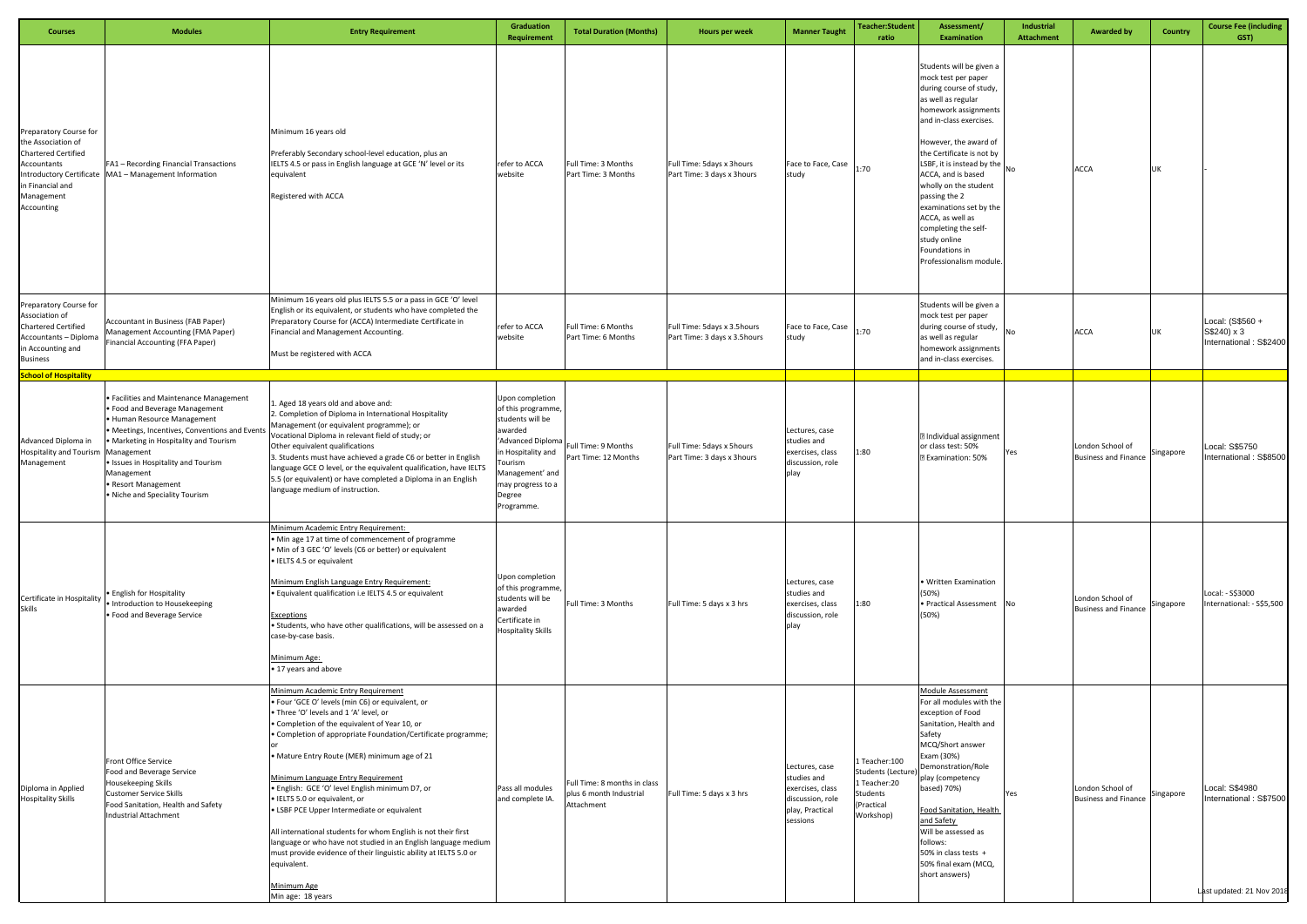| Courses | Modules | Entry Requirement | Graduation Requirement | Total Duration (Months) | Hours per week | Manner Taught | Teacher:Student ratio | Assessment/ Examination | Industrial Attachment | Awarded by | Country | Course Fee (including GST) |
|---|---|---|---|---|---|---|---|---|---|---|---|---|
| Preparatory Course for the Association of Chartered Certified Accountants Introductory Certificate in Financial and Management Accounting | FA1 – Recording Financial Transactions<br>MA1 – Management Information | Minimum 16 years old<br><br>Preferably Secondary school-level education, plus an IELTS 4.5 or pass in English language at GCE 'N' level or its equivalent<br><br>Registered with ACCA | refer to ACCA website | Full Time: 3 Months<br>Part Time: 3 Months | Full Time: 5days x 3hours<br>Part Time: 3 days x 3hours | Face to Face, Case study | 1:70 | Students will be given a mock test per paper during course of study, as well as regular homework assignments and in-class exercises.<br><br>However, the award of the Certificate is not by LSBF, it is instead by the ACCA, and is based wholly on the student passing the 2 examinations set by the ACCA, as well as completing the self-study online Foundations in Professionalism module. | No | ACCA | UK | - |
| Preparatory Course for Association of Chartered Certified Accountants – Diploma in Accounting and Business | Accountant in Business (FAB Paper)<br>Management Accounting (FMA Paper)<br>Financial Accounting (FFA Paper) | Minimum 16 years old plus IELTS 5.5 or a pass in GCE 'O' level English or its equivalent, or students who have completed the Preparatory Course for (ACCA) Intermediate Certificate in Financial and Management Accounting.<br><br>Must be registered with ACCA | refer to ACCA website | Full Time: 6 Months<br>Part Time: 6 Months | Full Time: 5days x 3.5hours<br>Part Time: 3 days x 3.5hours | Face to Face, Case study | 1:70 | Students will be given a mock test per paper during course of study, as well as regular homework assignments and in-class exercises. | No | ACCA | UK | Local: (S$560 + S$240) x 3<br>International : S$2400 |
| **School of Hospitality** | | | | | | | | | | | | |
| Advanced Diploma in Hospitality and Tourism Management | • Facilities and Maintenance Management<br>• Food and Beverage Management<br>• Human Resource Management<br>• Meetings, Incentives, Conventions and Events Management<br>• Marketing in Hospitality and Tourism<br>• Issues in Hospitality and Tourism Management<br>• Resort Management<br>• Niche and Speciality Tourism | 1. Aged 18 years old and above and:<br>2. Completion of Diploma in International Hospitality Management (or equivalent programme); or Vocational Diploma in relevant field of study; or Other equivalent qualifications<br>3. Students must have achieved a grade C6 or better in English language GCE O level, or the equivalent qualification, have IELTS 5.5 (or equivalent) or have completed a Diploma in an English language medium of instruction. | Upon completion of this programme, students will be awarded 'Advanced Diploma in Hospitality and Tourism Management' and may progress to a Degree Programme. | Full Time: 9 Months<br>Part Time: 12 Months | Full Time: 5days x 5hours<br>Part Time: 3 days x 3hours | Lectures, case studies and exercises, class discussion, role play | 1:80 | ▯ Individual assignment or class test: 50%<br>▯ Examination: 50% | Yes | London School of Business and Finance | Singapore | Local: S$5750<br>International : S$8500 |
| Certificate in Hospitality Skills | • English for Hospitality<br>• Introduction to Housekeeping<br>• Food and Beverage Service | Minimum Academic Entry Requirement:<br>• Min age 17 at time of commencement of programme<br>• Min of 3 GEC 'O' levels (C6 or better) or equivalent<br>• IELTS 4.5 or equivalent<br><br>Minimum English Language Entry Requirement:<br>• Equivalent qualification i.e IELTS 4.5 or equivalent<br><br>Exceptions<br>• Students, who have other qualifications, will be assessed on a case-by-case basis.<br><br>Minimum Age:<br>• 17 years and above | Upon completion of this programme, students will be awarded Certificate in Hospitality Skills | Full Time: 3 Months | Full Time: 5 days x 3 hrs | Lectures, case studies and exercises, class discussion, role play | 1:80 | • Written Examination (50%)<br>• Practical Assessment (50%) | No | London School of Business and Finance | Singapore | Local: - S$3000<br>International: - S$5,500 |
| Diploma in Applied Hospitality Skills | Front Office Service<br>Food and Beverage Service<br>Housekeeping Skills<br>Customer Service Skills<br>Food Sanitation, Health and Safety<br>Industrial Attachment | Minimum Academic Entry Requirement<br>• Four 'GCE O' levels (min C6) or equivalent, or<br>• Three 'O' levels and 1 'A' level, or<br>• Completion of the equivalent of Year 10, or<br>• Completion of appropriate Foundation/Certificate programme; or<br>• Mature Entry Route (MER) minimum age of 21<br><br>Minimum Language Entry Requirement<br>• English: GCE 'O' level English minimum D7, or<br>• IELTS 5.0 or equivalent, or<br>• LSBF PCE Upper Intermediate or equivalent<br><br>All international students for whom English is not their first language or who have not studied in an English language medium must provide evidence of their linguistic ability at IELTS 5.0 or equivalent.<br><br>Minimum Age<br>Min age: 18 years | Pass all modules and complete IA. | Full Time: 8 months in class plus 6 month Industrial Attachment | Full Time: 5 days x 3 hrs | Lectures, case studies and exercises, class discussion, role play, Practical sessions | 1 Teacher:100 Students (Lecture)<br>1 Teacher:20 Students (Practical Workshop) | Module Assessment<br>For all modules with the exception of Food Sanitation, Health and Safety<br>MCQ/Short answer Exam (30%)<br>Demonstration/Role play (competency based) 70%)<br><br>Food Sanitation, Health and Safety<br>Will be assessed as follows:<br>50% in class tests +<br>50% final exam (MCQ, short answers) | Yes | London School of Business and Finance | Singapore | Local: S$4980<br>International : S$7500 |

Last updated: 21 Nov 2018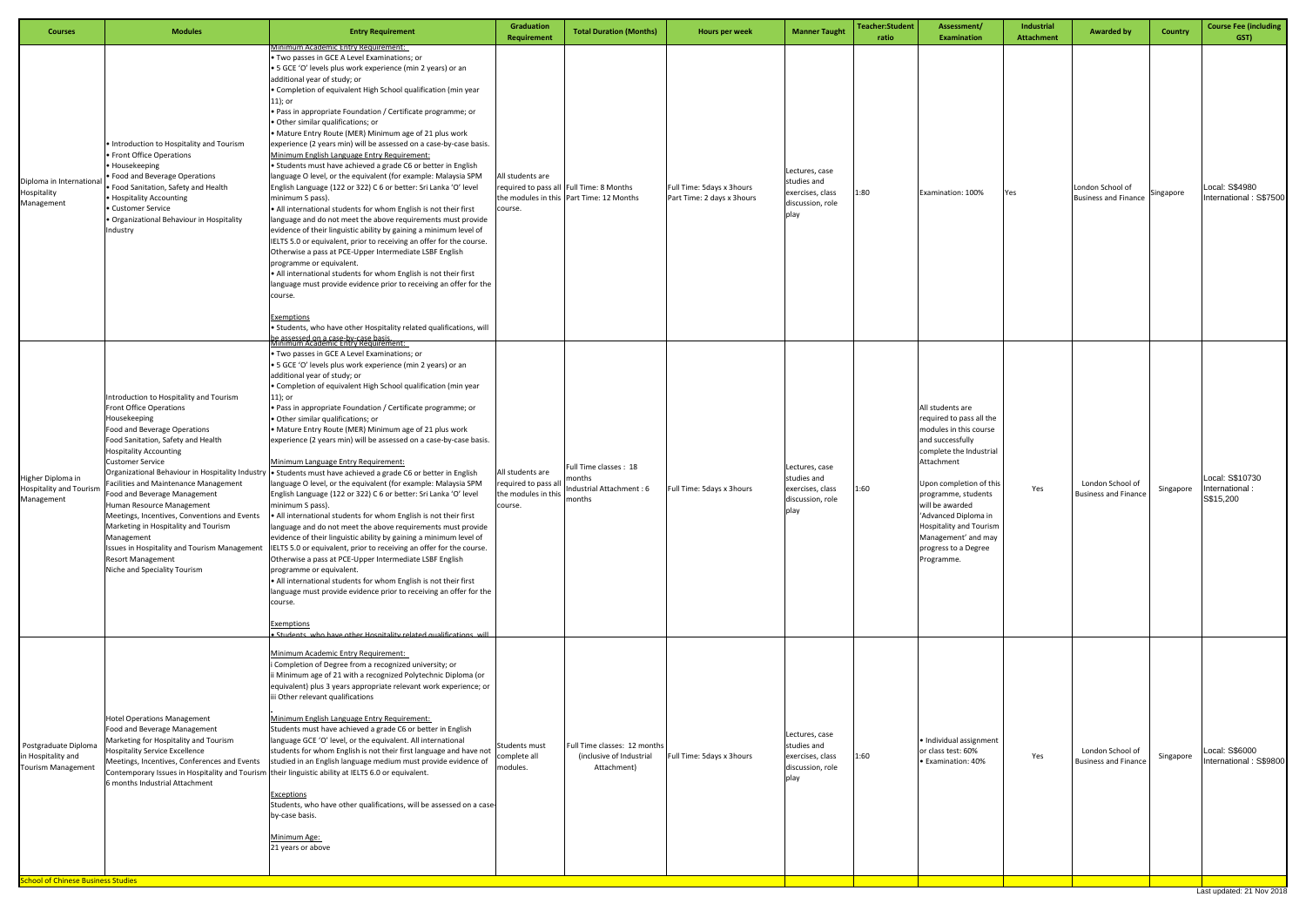| Courses | Modules | Entry Requirement | Graduation Requirement | Total Duration (Months) | Hours per week | Manner Taught | Teacher:Student ratio | Assessment/ Examination | Industrial Attachment | Awarded by | Country | Course Fee (including GST) |
|---|---|---|---|---|---|---|---|---|---|---|---|---|
| Diploma in International Hospitality Management | • Introduction to Hospitality and Tourism<br>• Front Office Operations<br>• Housekeeping<br>• Food and Beverage Operations<br>• Food Sanitation, Safety and Health<br>• Hospitality Accounting<br>• Customer Service<br>• Organizational Behaviour in Hospitality Industry | Minimum Academic Entry Requirement:<br>• Two passes in GCE A Level Examinations; or<br>• 5 GCE 'O' levels plus work experience (min 2 years) or an additional year of study; or<br>• Completion of equivalent High School qualification (min year 11); or<br>• Pass in appropriate Foundation / Certificate programme; or<br>• Other similar qualifications; or<br>• Mature Entry Route (MER) Minimum age of 21 plus work experience (2 years min) will be assessed on a case-by-case basis.<br>Minimum English Language Entry Requirement:<br>• Students must have achieved a grade C6 or better in English language O level, or the equivalent (for example: Malaysia SPM English Language (122 or 322) C 6 or better: Sri Lanka 'O' level minimum S pass).<br>• All international students for whom English is not their first language and do not meet the above requirements must provide evidence of their linguistic ability by gaining a minimum level of IELTS 5.0 or equivalent, prior to receiving an offer for the course. Otherwise a pass at PCE-Upper Intermediate LSBF English programme or equivalent.<br>• All international students for whom English is not their first language must provide evidence prior to receiving an offer for the course.<br><br>Exemptions<br>• Students, who have other Hospitality related qualifications, will be assessed on a case-by-case basis. | All students are required to pass all the modules in this course. | Full Time: 8 Months<br>Part Time: 12 Months | Full Time: 5days x 3hours<br>Part Time: 2 days x 3hours | Lectures, case studies and exercises, class discussion, role play | 1:80 | Examination: 100% | Yes | London School of Business and Finance | Singapore | Local: S$4980<br>International : S$7500 |
| Higher Diploma in Hospitality and Tourism Management | Introduction to Hospitality and Tourism<br>Front Office Operations<br>Housekeeping<br>Food and Beverage Operations<br>Food Sanitation, Safety and Health<br>Hospitality Accounting<br>Customer Service<br>Organizational Behaviour in Hospitality Industry<br>Facilities and Maintenance Management<br>Food and Beverage Management<br>Human Resource Management<br>Meetings, Incentives, Conventions and Events<br>Marketing in Hospitality and Tourism Management<br>Issues in Hospitality and Tourism Management<br>Resort Management<br>Niche and Speciality Tourism | Minimum Academic Entry Requirement:<br>• Two passes in GCE A Level Examinations; or<br>• 5 GCE 'O' levels plus work experience (min 2 years) or an additional year of study; or<br>• Completion of equivalent High School qualification (min year 11); or<br>• Pass in appropriate Foundation / Certificate programme; or<br>• Other similar qualifications; or<br>• Mature Entry Route (MER) Minimum age of 21 plus work experience (2 years min) will be assessed on a case-by-case basis.<br><br>Minimum Language Entry Requirement:<br>• Students must have achieved a grade C6 or better in English language O level, or the equivalent (for example: Malaysia SPM English Language (122 or 322) C 6 or better: Sri Lanka 'O' level minimum S pass).<br>• All international students for whom English is not their first language and do not meet the above requirements must provide evidence of their linguistic ability by gaining a minimum level of IELTS 5.0 or equivalent, prior to receiving an offer for the course. Otherwise a pass at PCE-Upper Intermediate LSBF English programme or equivalent.<br>• All international students for whom English is not their first language must provide evidence prior to receiving an offer for the course.<br><br>Exemptions<br>• Students, who have other Hospitality related qualifications, will | All students are required to pass all the modules in this course. | Full Time classes : 18 months<br>Industrial Attachment : 6 months | Full Time: 5days x 3hours | Lectures, case studies and exercises, class discussion, role play | 1:60 | All students are required to pass all the modules in this course and successfully complete the Industrial Attachment<br><br>Upon completion of this programme, students will be awarded 'Advanced Diploma in Hospitality and Tourism Management' and may progress to a Degree Programme. | Yes | London School of Business and Finance | Singapore | Local: S$10730<br>International : S$15,200 |
| Postgraduate Diploma in Hospitality and Tourism Management | Hotel Operations Management<br>Food and Beverage Management<br>Marketing for Hospitality and Tourism<br>Hospitality Service Excellence<br>Meetings, Incentives, Conferences and Events<br>Contemporary Issues in Hospitality and Tourism<br>6 months Industrial Attachment | Minimum Academic Entry Requirement:<br>i Completion of Degree from a recognized university; or<br>ii Minimum age of 21 with a recognized Polytechnic Diploma (or equivalent) plus 3 years appropriate relevant work experience; or<br>iii Other relevant qualifications<br><br>Minimum English Language Entry Requirement:<br>Students must have achieved a grade C6 or better in English language GCE 'O' level, or the equivalent. All international students for whom English is not their first language and have not studied in an English language medium must provide evidence of their linguistic ability at IELTS 6.0 or equivalent.<br><br>Exceptions<br>Students, who have other qualifications, will be assessed on a case-by-case basis.<br><br>Minimum Age:<br>21 years or above | Students must complete all modules. | Full Time classes: 12 months (inclusive of Industrial Attachment) | Full Time: 5days x 3hours | Lectures, case studies and exercises, class discussion, role play | 1:60 | • Individual assignment or class test: 60%<br>• Examination: 40% | Yes | London School of Business and Finance | Singapore | Local: S$6000<br>International : S$9800 |
| School of Chinese Business Studies | | | | | | | | | | | | |

Last updated: 21 Nov 2018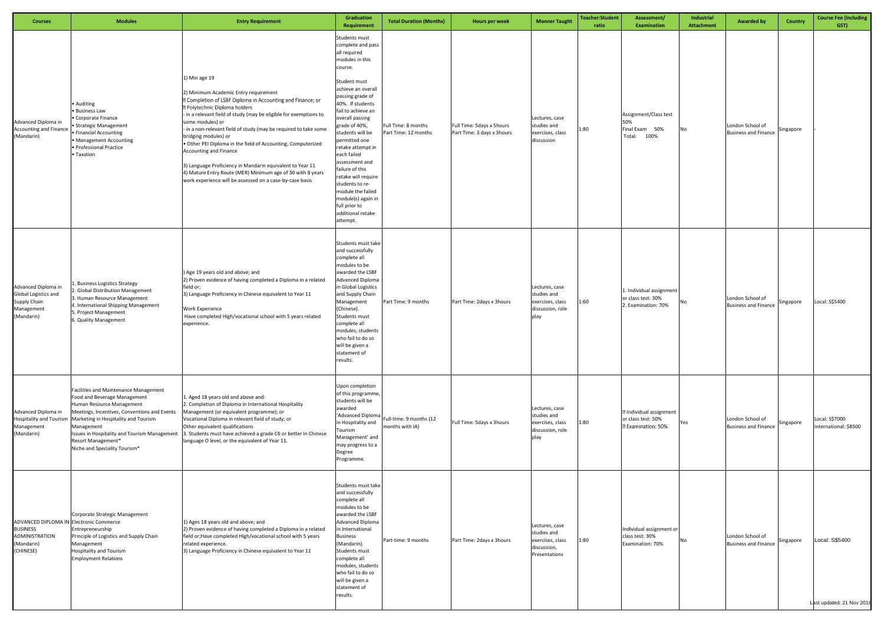| Courses | Modules | Entry Requirement | Graduation Requirement | Total Duration (Months) | Hours per week | Manner Taught | Teacher:Student ratio | Assessment/ Examination | Industrial Attachment | Awarded by | Country | Course Fee (including GST) |
|---|---|---|---|---|---|---|---|---|---|---|---|---|
| Advanced Diploma in Accounting and Finance (Mandarin) | • Auditing<br>• Business Law<br>• Corporate Finance<br>• Strategic Management<br>• Financial Accounting<br>• Management Accounting<br>• Professional Practice<br>• Taxation | 1) Min age 19<br>2) Minimum Academic Entry requirement<br>? Completion of LSBF Diploma in Accounting and Finance; or<br>? Polytechnic Diploma holders<br>- in a relevant field of study (may be eligible for exemptions to some modules) or<br>- in a non-relevant field of study (may be required to take some bridging modules) or<br>• Other PEI Diploma in the field of Accounting, Computerized Accounting and Finance<br>3) Language Proficiency in Mandarin equivalent to Year 11<br>4) Mature Entry Route (MER) Minimum age of 30 with 8 years work experience will be assessed on a case-by-case basis | Students must complete and pass all required modules in this course.<br>Student must achieve an overall passing grade of 40%. If students fail to achieve an overall passing grade of 40%, students will be permitted one retake attempt in each failed assessment and failure of this retake will require students to re-module the failed module(s) again in full prior to additional retake attempt. | Full Time: 8 months<br>Part Time: 12 months | Full Time: 5days x 5hours<br>Part Time: 3 days x 3hours | Lectures, case studies and exercises, class discussion | 1:80 | Assignment/Class test 50%<br>Final Exam 50%<br>Total: 100% | No | London School of Business and Finance | Singapore | - |
| Advanced Diploma in Global Logistics and Supply Chain Management (Mandarin) | 1. Business Logistics Strategy<br>2. Global Distribution Management<br>3. Human Resource Management<br>4. International Shipping Management<br>5. Project Management<br>6. Quality Management | ) Age 19 years old and above; and<br>2) Proven evidence of having completed a Diploma in a related field or;<br>3) Language Proficiency in Chinese equivalent to Year 11<br>Work Experience<br>Have completed High/vocational school with 5 years related experience. | Students must take and successfully complete all modules to be awarded the LSBF Advanced Diploma in Global Logistics and Supply Chain Management (Chinese). Students must complete all modules, students who fail to do so will be given a statement of results. | Part Time: 9 months | Part Time: 2days x 3hours | Lectures, case studies and exercises, class discussion, role play | 1:60 | 1. Individual assignment or class test: 30%<br>2. Examination: 70% | No | London School of Business and Finance | Singapore | Local: S$5400 |
| Advanced Diploma in Hospitality and Tourism Management (Mandarin) | Facilities and Maintenance Management<br>Food and Beverage Management<br>Human Resource Management<br>Meetings, Incentives, Conventions and Events Management<br>Marketing in Hospitality and Tourism Management<br>Issues in Hospitality and Tourism Management<br>Resort Management*<br>Niche and Speciality Tourism* | 1. Aged 18 years old and above and:<br>2. Completion of Diploma in International Hospitality Management (or equivalent programme); or<br>Vocational Diploma in relevant field of study; or<br>Other equivalent qualifications<br>3. Students must have achieved a grade C6 or better in Chinese language O level, or the equivalent of Year 11. | Upon completion of this programme, students will be awarded 'Advanced Diploma in Hospitality and Tourism Management' and may progress to a Degree Programme. | Full-time: 9 months (12 months with IA) | Full Time: 5days x 3hours | Lectures, case studies and exercises, class discussion, role play | 1:80 | ? Individual assignment or class test: 50%<br>? Examination: 50% | Yes | London School of Business and Finance | Singapore | Local: S$7000<br>International: $8500 |
| ADVANCED DIPLOMA IN BUSINESS ADMINISTRATION (Mandarin) (CHINESE) | Corporate Strategic Management<br>Electronic Commerce<br>Entrepreneurship<br>Principle of Logistics and Supply Chain Management<br>Hospitality and Tourism<br>Employment Relations | 1) Ages 18 years old and above; and<br>2) Proven evidence of having completed a Diploma in a related field or;Have completed High/vocational school with 5 years related experience.<br>3) Language Proficiency in Chinese equivalent to Year 11 | Students must take and successfully complete all modules to be awarded the LSBF Advanced Diploma in International Business (Mandarin). Students must complete all modules, students who fail to do so will be given a statement of results. | Part-time: 9 months | Part Time: 2days x 3hours | Lectures, case studies and exercises, class discussion, Presentations | 1:80 | Individual assignment or class test: 30%<br>Examination: 70% | No | London School of Business and Finance | Singapore | Local: S$5400 |

Last updated: 21 Nov 2018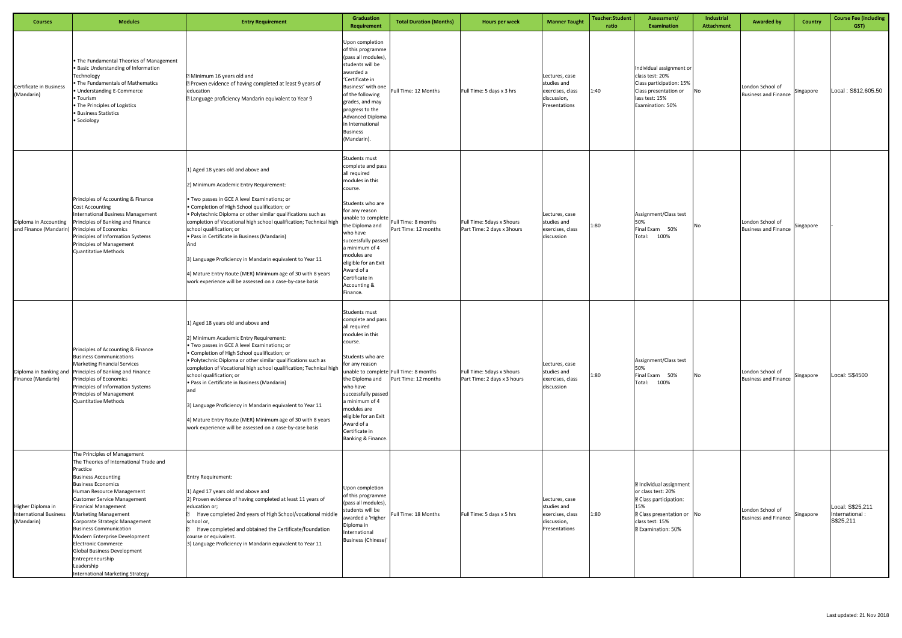| Courses | Modules | Entry Requirement | Graduation Requirement | Total Duration (Months) | Hours per week | Manner Taught | Teacher:Student ratio | Assessment/ Examination | Industrial Attachment | Awarded by | Country | Course Fee (including GST) |
|---|---|---|---|---|---|---|---|---|---|---|---|---|
| Certificate in Business (Mandarin) | • The Fundamental Theories of Management<br>• Basic Understanding of Information Technology<br>• The Fundamentals of Mathematics<br>• Understanding E-Commerce<br>• Tourism<br>• The Principles of Logistics<br>• Business Statistics<br>• Sociology | ? Minimum 16 years old and<br>? Proven evidence of having completed at least 9 years of education<br>? Language proficiency Mandarin equivalent to Year 9 | Upon completion of this programme (pass all modules), students will be awarded a 'Certificate in Business' with one of the following grades, and may progress to the Advanced Diploma in International Business (Mandarin). | Full Time: 12 Months | Full Time: 5 days x 3 hrs | Lectures, case studies and exercises, class discussion, Presentations | 1:40 | Individual assignment or class test: 20%<br>Class participation: 15%<br>Class presentation or lass test: 15%<br>Examination: 50% | No | London School of Business and Finance | Singapore | Local : S$12,605.50 |
| Diploma in Accounting and Finance (Mandarin) | Principles of Accounting & Finance<br>Cost Accounting<br>International Business Management<br>Principles of Banking and Finance<br>Principles of Economics<br>Principles of Information Systems<br>Principles of Management<br>Quantitative Methods | 1) Aged 18 years old and above and<br>2) Minimum Academic Entry Requirement:<br>• Two passes in GCE A level Examinations; or<br>• Completion of High School qualification; or<br>• Polytechnic Diploma or other similar qualifications such as completion of Vocational high school qualification; Technical high school qualification; or<br>• Pass in Certificate in Business (Mandarin)<br>And<br>3) Language Proficiency in Mandarin equivalent to Year 11<br>4) Mature Entry Route (MER) Minimum age of 30 with 8 years work experience will be assessed on a case-by-case basis | Students must complete and pass all required modules in this course.<br>Students who are for any reason unable to complete the Diploma and who have successfully passed a minimum of 4 modules are eligible for an Exit Award of a Certificate in Accounting & Finance. | Full Time: 8 months<br>Part Time: 12 months | Full Time: 5days x 5hours<br>Part Time: 2 days x 3hours | Lectures, case studies and exercises, class discussion | 1:80 | Assignment/Class test 50%<br>Final Exam 50%<br>Total: 100% | No | London School of Business and Finance | Singapore | - |
| Diploma in Banking and Finance (Mandarin) | Principles of Accounting & Finance<br>Business Communications<br>Marketing Financial Services<br>Principles of Banking and Finance<br>Principles of Economics<br>Principles of Information Systems<br>Principles of Management<br>Quantitative Methods | 1) Aged 18 years old and above and<br>2) Minimum Academic Entry Requirement:<br>• Two passes in GCE A level Examinations; or<br>• Completion of High School qualification; or<br>• Polytechnic Diploma or other similar qualifications such as completion of Vocational high school qualification; Technical high school qualification; or<br>• Pass in Certificate in Business (Mandarin)<br>and<br>3) Language Proficiency in Mandarin equivalent to Year 11<br>4) Mature Entry Route (MER) Minimum age of 30 with 8 years work experience will be assessed on a case-by-case basis | Students must complete and pass all required modules in this course.<br>Students who are for any reason unable to complete the Diploma and who have successfully passed a minimum of 4 modules are eligible for an Exit Award of a Certificate in Banking & Finance. | Full Time: 8 months<br>Part Time: 12 months | Full Time: 5days x 5hours<br>Part Time: 2 days x 3 hours | Lectures, case studies and exercises, class discussion | 1:80 | Assignment/Class test 50%<br>Final Exam 50%<br>Total: 100% | No | London School of Business and Finance | Singapore | Local: S$4500 |
| Higher Diploma in International Business (Mandarin) | The Principles of Management<br>The Theories of International Trade and Practice<br>Business Accounting<br>Business Economics<br>Human Resource Management<br>Customer Service Management<br>Finanical Management<br>Marketing Management<br>Corporate Strategic Management<br>Business Communication<br>Modern Enterprise Development<br>Electronic Commerce<br>Global Business Development<br>Entrepreneurship<br>Leadership<br>International Marketing Strategy | Entry Requirement:<br>1) Aged 17 years old and above and<br>2) Proven evidence of having completed at least 11 years of education or;<br>? Have completed 2nd years of High School/vocational middle school or,<br>? Have completed and obtained the Certificate/foundation course or equivalent.<br>3) Language Proficiency in Mandarin equivalent to Year 11 | Upon completion of this programme (pass all modules), students will be awarded a 'Higher Diploma in International Business (Chinese)' | Full Time: 18 Months | Full Time: 5 days x 5 hrs | Lectures, case studies and exercises, class discussion, Presentations | 1:80 | ? Individual assignment or class test: 20%<br>? Class participation: 15%<br>? Class presentation or class test: 15%<br>? Examination: 50% | No | London School of Business and Finance | Singapore | Local: S$25,211<br>International : S$25,211 |

Last updated: 21 Nov 2018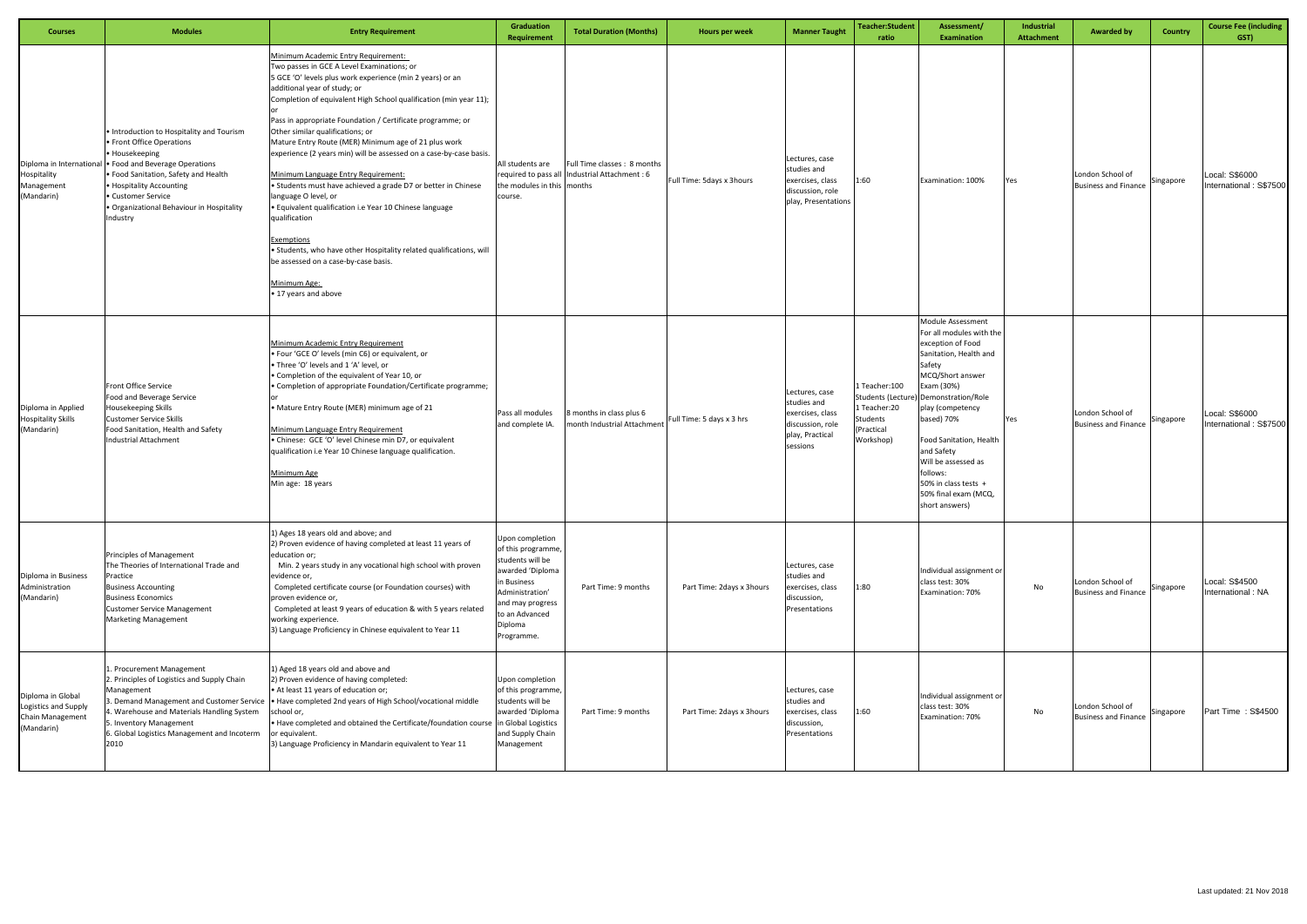| Courses | Modules | Entry Requirement | Graduation Requirement | Total Duration (Months) | Hours per week | Manner Taught | Teacher:Student ratio | Assessment/ Examination | Industrial Attachment | Awarded by | Country | Course Fee (including GST) |
|---|---|---|---|---|---|---|---|---|---|---|---|---|
| Diploma in International Hospitality Management (Mandarin) | • Introduction to Hospitality and Tourism<br>• Front Office Operations<br>• Housekeeping<br>• Food and Beverage Operations<br>• Food Sanitation, Safety and Health<br>• Hospitality Accounting<br>• Customer Service<br>• Organizational Behaviour in Hospitality Industry | Minimum Academic Entry Requirement:<br>Two passes in GCE A Level Examinations; or<br>5 GCE 'O' levels plus work experience (min 2 years) or an additional year of study; or<br>Completion of equivalent High School qualification (min year 11); or<br>Pass in appropriate Foundation / Certificate programme; or<br>Other similar qualifications; or<br>Mature Entry Route (MER) Minimum age of 21 plus work experience (2 years min) will be assessed on a case-by-case basis.<br><br>Minimum Language Entry Requirement:<br>• Students must have achieved a grade D7 or better in Chinese language O level, or<br>• Equivalent qualification i.e Year 10 Chinese language qualification<br><br>Exemptions<br>• Students, who have other Hospitality related qualifications, will be assessed on a case-by-case basis.<br><br>Minimum Age:<br>• 17 years and above | All students are required to pass all the modules in this course. | Full Time classes : 8 months<br>Industrial Attachment : 6 months | Full Time: 5days x 3hours | Lectures, case studies and exercises, class discussion, role play, Presentations | 1:60 | Examination: 100% | Yes | London School of Business and Finance | Singapore | Local: S$6000<br>International : S$7500 |
| Diploma in Applied Hospitality Skills (Mandarin) | Front Office Service<br>Food and Beverage Service<br>Housekeeping Skills<br>Customer Service Skills<br>Food Sanitation, Health and Safety<br>Industrial Attachment | Minimum Academic Entry Requirement<br>• Four 'GCE O' levels (min C6) or equivalent, or<br>• Three 'O' levels and 1 'A' level, or<br>• Completion of the equivalent of Year 10, or<br>• Completion of appropriate Foundation/Certificate programme; or<br>• Mature Entry Route (MER) minimum age of 21<br><br>Minimum Language Entry Requirement<br>• Chinese: GCE 'O' level Chinese min D7, or equivalent qualification i.e Year 10 Chinese language qualification.<br><br>Minimum Age<br>Min age: 18 years | Pass all modules and complete IA. | 8 months in class plus 6 month Industrial Attachment | Full Time: 5 days x 3 hrs | Lectures, case studies and exercises, class discussion, role play, Practical sessions | 1 Teacher:100 Students (Lecture)<br>1 Teacher:20 Students (Practical Workshop) | Module Assessment<br>For all modules with the exception of Food Sanitation, Health and Safety<br>MCQ/Short answer Exam (30%)<br>Demonstration/Role play (competency based) 70%<br><br>Food Sanitation, Health and Safety<br>Will be assessed as follows:<br>50% in class tests + 50% final exam (MCQ, short answers) | Yes | London School of Business and Finance | Singapore | Local: S$6000<br>International : S$7500 |
| Diploma in Business Administration (Mandarin) | Principles of Management<br>The Theories of International Trade and Practice<br>Business Accounting<br>Business Economics<br>Customer Service Management<br>Marketing Management | 1) Ages 18 years old and above; and<br>2) Proven evidence of having completed at least 11 years of education or;<br>Min. 2 years study in any vocational high school with proven evidence or,<br>Completed certificate course (or Foundation courses) with proven evidence or,<br>Completed at least 9 years of education & with 5 years related working experience.<br>3) Language Proficiency in Chinese equivalent to Year 11 | Upon completion of this programme, students will be awarded 'Diploma in Business Administration' and may progress to an Advanced Diploma Programme. | Part Time: 9 months | Part Time: 2days x 3hours | Lectures, case studies and exercises, class discussion, Presentations | 1:80 | Individual assignment or class test: 30%<br>Examination: 70% | No | London School of Business and Finance | Singapore | Local: S$4500<br>International : NA |
| Diploma in Global Logistics and Supply Chain Management (Mandarin) | 1. Procurement Management<br>2. Principles of Logistics and Supply Chain Management<br>3. Demand Management and Customer Service<br>4. Warehouse and Materials Handling System<br>5. Inventory Management<br>6. Global Logistics Management and Incoterm 2010 | 1) Aged 18 years old and above and<br>2) Proven evidence of having completed:<br>• At least 11 years of education or;<br>• Have completed 2nd years of High School/vocational middle school or,<br>• Have completed and obtained the Certificate/foundation course or equivalent.<br>3) Language Proficiency in Mandarin equivalent to Year 11 | Upon completion of this programme, students will be awarded 'Diploma in Global Logistics and Supply Chain Management | Part Time: 9 months | Part Time: 2days x 3hours | Lectures, case studies and exercises, class discussion, Presentations | 1:60 | Individual assignment or class test: 30%<br>Examination: 70% | No | London School of Business and Finance | Singapore | Part Time : S$4500 |

Last updated: 21 Nov 2018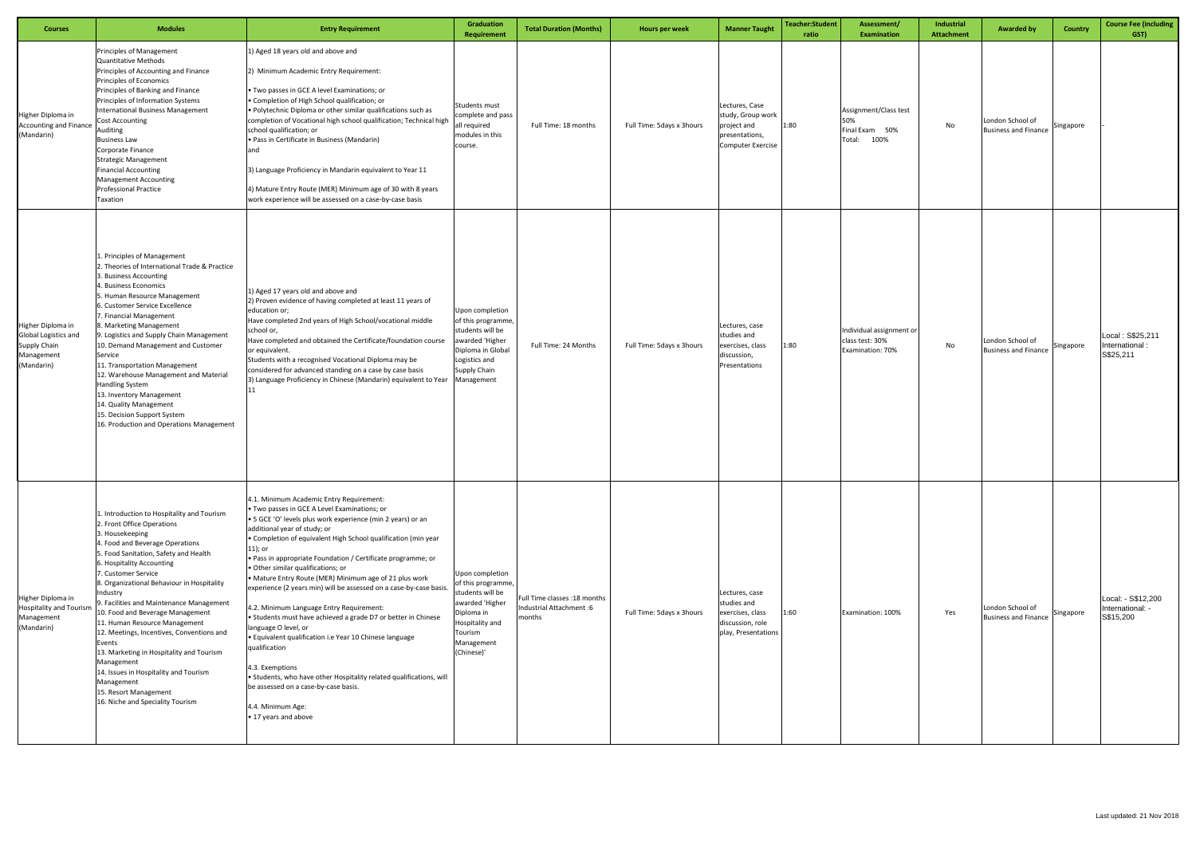| Courses | Modules | Entry Requirement | Graduation Requirement | Total Duration (Months) | Hours per week | Manner Taught | Teacher:Student ratio | Assessment/ Examination | Industrial Attachment | Awarded by | Country | Course Fee (including GST) |
|---|---|---|---|---|---|---|---|---|---|---|---|---|
| Higher Diploma in Accounting and Finance (Mandarin) | Principles of Management<br>Quantitative Methods<br>Principles of Accounting and Finance<br>Principles of Economics<br>Principles of Banking and Finance<br>Principles of Information Systems<br>International Business Management<br>Cost Accounting<br>Auditing<br>Business Law<br>Corporate Finance<br>Strategic Management<br>Financial Accounting<br>Management Accounting<br>Professional Practice<br>Taxation | 1) Aged 18 years old and above and<br><br>2) Minimum Academic Entry Requirement:<br><br>• Two passes in GCE A level Examinations; or<br>• Completion of High School qualification; or<br>• Polytechnic Diploma or other similar qualifications such as completion of Vocational high school qualification; Technical high school qualification; or<br>• Pass in Certificate in Business (Mandarin)<br>and<br><br>3) Language Proficiency in Mandarin equivalent to Year 11<br><br>4) Mature Entry Route (MER) Minimum age of 30 with 8 years work experience will be assessed on a case-by-case basis | Students must complete and pass all required modules in this course. | Full Time: 18 months | Full Time: 5days x 3hours | Lectures, Case study, Group work project and presentations, Computer Exercise | 1:80 | Assignment/Class test 50%<br>Final Exam 50%<br>Total: 100% | No | London School of Business and Finance | Singapore | - |
| Higher Diploma in Global Logistics and Supply Chain Management (Mandarin) | 1. Principles of Management<br>2. Theories of International Trade & Practice<br>3. Business Accounting<br>4. Business Economics<br>5. Human Resource Management<br>6. Customer Service Excellence<br>7. Financial Management<br>8. Marketing Management<br>9. Logistics and Supply Chain Management<br>10. Demand Management and Customer Service<br>11. Transportation Management<br>12. Warehouse Management and Material Handling System<br>13. Inventory Management<br>14. Quality Management<br>15. Decision Support System<br>16. Production and Operations Management | 1) Aged 17 years old and above and<br>2) Proven evidence of having completed at least 11 years of education or;<br>Have completed 2nd years of High School/vocational middle school or,<br>Have completed and obtained the Certificate/foundation course or equivalent.<br>Students with a recognised Vocational Diploma may be considered for advanced standing on a case by case basis<br>3) Language Proficiency in Chinese (Mandarin) equivalent to Year 11 | Upon completion of this programme, students will be awarded 'Higher Diploma in Global Logistics and Supply Chain Management | Full Time: 24 Months | Full Time: 5days x 3hours | Lectures, case studies and exercises, class discussion, Presentations | 1:80 | Individual assignment or class test: 30%<br>Examination: 70% | No | London School of Business and Finance | Singapore | Local : S$25,211<br>International : S$25,211 |
| Higher Diploma in Hospitality and Tourism Management (Mandarin) | 1. Introduction to Hospitality and Tourism<br>2. Front Office Operations<br>3. Housekeeping<br>4. Food and Beverage Operations<br>5. Food Sanitation, Safety and Health<br>6. Hospitality Accounting<br>7. Customer Service<br>8. Organizational Behaviour in Hospitality Industry<br>9. Facilities and Maintenance Management<br>10. Food and Beverage Management<br>11. Human Resource Management<br>12. Meetings, Incentives, Conventions and Events<br>13. Marketing in Hospitality and Tourism Management<br>14. Issues in Hospitality and Tourism Management<br>15. Resort Management<br>16. Niche and Speciality Tourism | 4.1. Minimum Academic Entry Requirement:<br>• Two passes in GCE A Level Examinations; or<br>• 5 GCE 'O' levels plus work experience (min 2 years) or an additional year of study; or<br>• Completion of equivalent High School qualification (min year 11); or<br>• Pass in appropriate Foundation / Certificate programme; or<br>• Other similar qualifications; or<br>• Mature Entry Route (MER) Minimum age of 21 plus work experience (2 years min) will be assessed on a case-by-case basis.<br><br>4.2. Minimum Language Entry Requirement:<br>• Students must have achieved a grade D7 or better in Chinese language O level, or<br>• Equivalent qualification i.e Year 10 Chinese language qualification<br><br>4.3. Exemptions<br>• Students, who have other Hospitality related qualifications, will be assessed on a case-by-case basis.<br><br>4.4. Minimum Age:<br>• 17 years and above | Upon completion of this programme, students will be awarded 'Higher Diploma in Hospitality and Tourism Management (Chinese)' | Full Time classes :18 months<br>Industrial Attachment :6 months | Full Time: 5days x 3hours | Lectures, case studies and exercises, class discussion, role play, Presentations | 1:60 | Examination: 100% | Yes | London School of Business and Finance | Singapore | Local: - S$12,200<br>International: - S$15,200 |

Last updated: 21 Nov 2018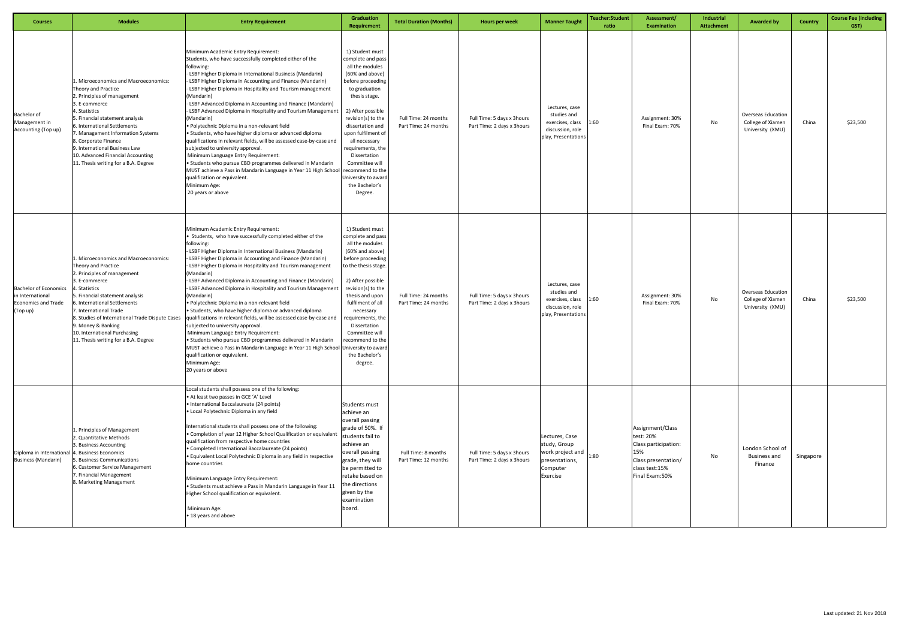| Courses | Modules | Entry Requirement | Graduation Requirement | Total Duration (Months) | Hours per week | Manner Taught | Teacher:Student ratio | Assessment/ Examination | Industrial Attachment | Awarded by | Country | Course Fee (including GST) |
|---|---|---|---|---|---|---|---|---|---|---|---|---|
| Bachelor of Management in Accounting (Top up) | 1. Microeconomics and Macroeconomics: Theory and Practice<br>2. Principles of management<br>3. E-commerce<br>4. Statistics<br>5. Financial statement analysis<br>6. International Settlements<br>7. Management Information Systems<br>8. Corporate Finance<br>9. International Business Law<br>10. Advanced Financial Accounting<br>11. Thesis writing for a B.A. Degree | Minimum Academic Entry Requirement:<br>Students, who have successfully completed either of the following:<br>- LSBF Higher Diploma in International Business (Mandarin)<br>- LSBF Higher Diploma in Accounting and Finance (Mandarin)<br>- LSBF Higher Diploma in Hospitality and Tourism management (Mandarin)<br>- LSBF Advanced Diploma in Accounting and Finance (Mandarin)<br>- LSBF Advanced Diploma in Hospitality and Tourism Management (Mandarin)<br>• Polytechnic Diploma in a non-relevant field<br>• Students, who have higher diploma or advanced diploma qualifications in relevant fields, will be assessed case-by-case and subjected to university approval.<br>Minimum Language Entry Requirement:<br>• Students who pursue CBD programmes delivered in Mandarin MUST achieve a Pass in Mandarin Language in Year 11 High School qualification or equivalent.<br>Minimum Age:<br>20 years or above | 1) Student must complete and pass all the modules (60% and above) before proceeding to graduation thesis stage.<br>2) After possible revision(s) to the dissertation and upon fulfilment of all necessary requirements, the Dissertation Committee will recommend to the University to award the Bachelor's Degree. | Full Time: 24 months<br>Part Time: 24 months | Full Time: 5 days x 3hours<br>Part Time: 2 days x 3hours | Lectures, case studies and exercises, class discussion, role play, Presentations | 1:60 | Assignment: 30%<br>Final Exam: 70% | No | Overseas Education College of Xiamen University (XMU) | China | $23,500 |
| Bachelor of Economics in International Economics and Trade (Top up) | 1. Microeconomics and Macroeconomics: Theory and Practice<br>2. Principles of management<br>3. E-commerce<br>4. Statistics<br>5. Financial statement analysis<br>6. International Settlements<br>7. International Trade<br>8. Studies of International Trade Dispute Cases<br>9. Money & Banking<br>10. International Purchasing<br>11. Thesis writing for a B.A. Degree | Minimum Academic Entry Requirement:<br>• Students, who have successfully completed either of the following:<br>- LSBF Higher Diploma in International Business (Mandarin)<br>- LSBF Higher Diploma in Accounting and Finance (Mandarin)<br>- LSBF Higher Diploma in Hospitality and Tourism management (Mandarin)<br>- LSBF Advanced Diploma in Accounting and Finance (Mandarin)<br>- LSBF Advanced Diploma in Hospitality and Tourism Management (Mandarin)<br>• Polytechnic Diploma in a non-relevant field<br>• Students, who have higher diploma or advanced diploma qualifications in relevant fields, will be assessed case-by-case and subjected to university approval.<br>Minimum Language Entry Requirement:<br>• Students who pursue CBD programmes delivered in Mandarin MUST achieve a Pass in Mandarin Language in Year 11 High School qualification or equivalent.<br>Minimum Age:<br>20 years or above | 1) Student must complete and pass all the modules (60% and above) before proceeding to the thesis stage.<br>2) After possible revision(s) to the thesis and upon fulfilment of all necessary requirements, the Dissertation Committee will recommend to the University to award the Bachelor's degree. | Full Time: 24 months<br>Part Time: 24 months | Full Time: 5 days x 3hours<br>Part Time: 2 days x 3hours | Lectures, case studies and exercises, class discussion, role play, Presentations | 1:60 | Assignment: 30%<br>Final Exam: 70% | No | Overseas Education College of Xiamen University (XMU) | China | $23,500 |
| Diploma in International Business (Mandarin) | 1. Principles of Management<br>2. Quantitative Methods<br>3. Business Accounting<br>4. Business Economics<br>5. Business Communications<br>6. Customer Service Management<br>7. Financial Management<br>8. Marketing Management | Local students shall possess one of the following:<br>• At least two passes in GCE 'A' Level<br>• International Baccalaureate (24 points)<br>• Local Polytechnic Diploma in any field<br><br>International students shall possess one of the following:<br>• Completion of year 12 Higher School Qualification or equivalent qualification from respective home countries<br>• Completed International Baccalaureate (24 points)<br>• Equivalent Local Polytechnic Diploma in any field in respective home countries<br><br>Minimum Language Entry Requirement:<br>• Students must achieve a Pass in Mandarin Language in Year 11 Higher School qualification or equivalent.<br><br>Minimum Age:<br>• 18 years and above | Students must achieve an overall passing grade of 50%. If students fail to achieve an overall passing grade, they will be permitted to retake based on the directions given by the examination board. | Full Time: 8 months<br>Part Time: 12 months | Full Time: 5 days x 3hours<br>Part Time: 2 days x 3hours | Lectures, Case study, Group work project and presentations, Computer Exercise | 1:80 | Assignment/Class test: 20%<br>Class participation: 15%<br>Class presentation/ class test:15%<br>Final Exam:50% | No | London School of Business and Finance | Singapore | |

Last updated: 21 Nov 2018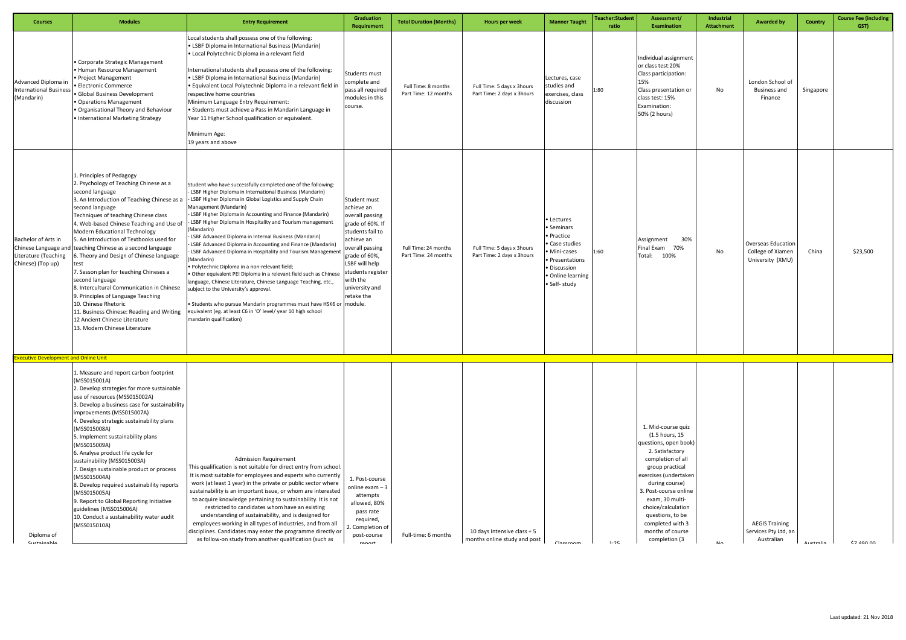| Courses | Modules | Entry Requirement | Graduation Requirement | Total Duration (Months) | Hours per week | Manner Taught | Teacher:Student ratio | Assessment/ Examination | Industrial Attachment | Awarded by | Country | Course Fee (including GST) |
|---|---|---|---|---|---|---|---|---|---|---|---|---|
| Advanced Diploma in International Business (Mandarin) | • Corporate Strategic Management<br>• Human Resource Management<br>• Project Management<br>• Electronic Commerce<br>• Global Business Development<br>• Operations Management<br>• Organisational Theory and Behaviour<br>• International Marketing Strategy | Local students shall possess one of the following:<br>• LSBF Diploma in International Business (Mandarin)<br>• Local Polytechnic Diploma in a relevant field<br><br>International students shall possess one of the following:<br>• LSBF Diploma in International Business (Mandarin)<br>• Equivalent Local Polytechnic Diploma in a relevant field in respective home countries<br>Minimum Language Entry Requirement:<br>• Students must achieve a Pass in Mandarin Language in Year 11 Higher School qualification or equivalent.<br><br>Minimum Age:<br>19 years and above | Students must complete and pass all required modules in this course. | Full Time: 8 months<br>Part Time: 12 months | Full Time: 5 days x 3hours<br>Part Time: 2 days x 3hours | Lectures, case studies and exercises, class discussion | 1:80 | Individual assignment or class test:20%<br>Class participation: 15%<br>Class presentation or class test: 15%<br>Examination: 50% (2 hours) | No | London School of Business and Finance | Singapore | |
| Bachelor of Arts in Chinese Language and Literature (Teaching Chinese) (Top up) | 1. Principles of Pedagogy<br>2. Psychology of Teaching Chinese as a second language<br>3. An Introduction of Teaching Chinese as a second language<br>Techniques of teaching Chinese class<br>4. Web-based Chinese Teaching and Use of Modern Educational Technology<br>5. An Introduction of Textbooks used for teaching Chinese as a second language<br>6. Theory and Design of Chinese language test<br>7. Sesson plan for teaching Chineses a second language<br>8. Intercultural Communication in Chinese<br>9. Principles of Language Teaching<br>10. Chinese Rhetoric<br>11. Business Chinese: Reading and Writing<br>12 Ancient Chinese Literature<br>13. Modern Chinese Literature | Student who have successfully completed one of the following:<br>- LSBF Higher Diploma in International Business (Mandarin)<br>- LSBF Higher Diploma in Global Logistics and Supply Chain Management (Mandarin)<br>- LSBF Higher Diploma in Accounting and Finance (Mandarin)<br>- LSBF Higher Diploma in Hospitality and Tourism management (Mandarin)<br>- LSBF Advanced Diploma in Internal Business (Mandarin)<br>- LSBF Advanced Diploma in Accounting and Finance (Mandarin)<br>- LSBF Advanced Diploma in Hospitality and Tourism Management (Mandarin)<br>• Polytechnic Diploma in a non-relevant field;<br>• Other equivalent PEI Diploma in a relevant field such as Chinese language, Chinese Literature, Chinese Language Teaching, etc., subject to the University's approval.<br><br>• Students who pursue Mandarin programmes must have HSK6 or equivalent (eg. at least C6 in 'O' level/ year 10 high school mandarin qualification) | Student must achieve an overall passing grade of 60%. If students fail to achieve an overall passing grade of 60%, LSBF will help students register with the university and retake the module. | Full Time: 24 months<br>Part Time: 24 months | Full Time: 5 days x 3hours<br>Part Time: 2 days x 3hours | • Lectures<br>• Seminars<br>• Practice<br>• Case studies<br>• Mini-cases<br>• Presentations<br>• Discussion<br>• Online learning<br>• Self- study | 1:60 | Assignment 30%<br>Final Exam 70%<br>Total: 100% | No | Overseas Education College of Xiamen University (XMU) | China | $23,500 |
| **Executive Development and Online Unit** | | | | | | | | | | | | |
| Diploma of Sustainable | 1. Measure and report carbon footprint (MSS015001A)<br>2. Develop strategies for more sustainable use of resources (MSS015002A)<br>3. Develop a business case for sustainability improvements (MSS015007A)<br>4. Develop strategic sustainability plans (MSS015008A)<br>5. Implement sustainability plans (MSS015009A)<br>6. Analyse product life cycle for sustainability (MSS015003A)<br>7. Design sustainable product or process (MSS015004A)<br>8. Develop required sustainability reports (MSS015005A)<br>9. Report to Global Reporting Initiative guidelines (MSS015006A)<br>10. Conduct a sustainability water audit (MSS015010A) | Admission Requirement<br>This qualification is not suitable for direct entry from school. It is most suitable for employees and experts who currently work (at least 1 year) in the private or public sector where sustainability is an important issue, or whom are interested to acquire knowledge pertaining to sustainability. It is not restricted to candidates whom have an existing understanding of sustainability, and is designed for employees working in all types of industries, and from all disciplines. Candidates may enter the programme directly or as follow-on study from another qualification (such as | 1. Post-course online exam – 3 attempts allowed, 80% pass rate required,<br>2. Completion of post-course report | Full-time: 6 months | 10 days Intensive class + 5 months online study and post | Classroom | 1:25 | 1. Mid-course quiz (1.5 hours, 15 questions, open book)<br>2. Satisfactory completion of all group practical exercises (undertaken during course)<br>3. Post-course online exam, 30 multi-choice/calculation questions, to be completed with 3 months of course completion (3 | No | AEGIS Training Services Pty Ltd, an Australian | Australia | $7,490.00 |

Last updated: 21 Nov 2018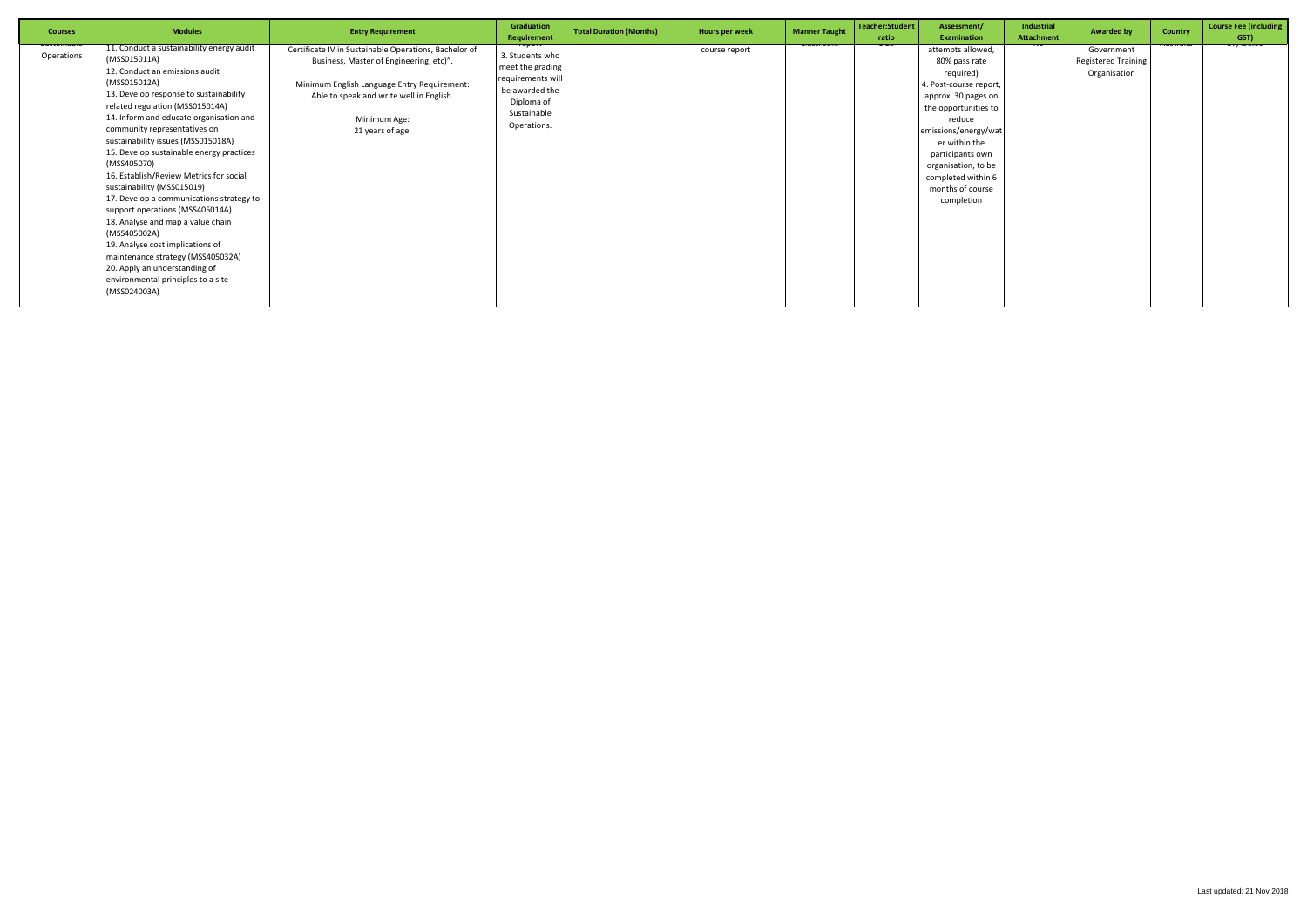| Courses | Modules | Entry Requirement | Graduation Requirement | Total Duration (Months) | Hours per week | Manner Taught | Teacher:Student ratio | Assessment/ Examination | Industrial Attachment | Awarded by | Country | Course Fee (including GST) |
|---|---|---|---|---|---|---|---|---|---|---|---|---|
| Operations | 11. Conduct a sustainability energy audit (MSS015011A)<br>12. Conduct an emissions audit (MSS015012A)<br>13. Develop response to sustainability related regulation (MSS015014A)<br>14. Inform and educate organisation and community representatives on sustainability issues (MSS015018A)<br>15. Develop sustainable energy practices (MSS405070)<br>16. Establish/Review Metrics for social sustainability (MSS015019)<br>17. Develop a communications strategy to support operations (MSS405014A)<br>18. Analyse and map a value chain (MSS405002A)<br>19. Analyse cost implications of maintenance strategy (MSS405032A)<br>20. Apply an understanding of environmental principles to a site (MSS024003A) | Certificate IV in Sustainable Operations, Bachelor of Business, Master of Engineering, etc)".<br><br>Minimum English Language Entry Requirement: Able to speak and write well in English.<br><br>Minimum Age: 21 years of age. | 3. Students who meet the grading requirements will be awarded the Diploma of Sustainable Operations. | | course report | | | attempts allowed, 80% pass rate required)<br>4. Post-course report, approx. 30 pages on the opportunities to reduce emissions/energy/water within the participants own organisation, to be completed within 6 months of course completion | | Government Registered Training Organisation | | |

Last updated: 21 Nov 2018